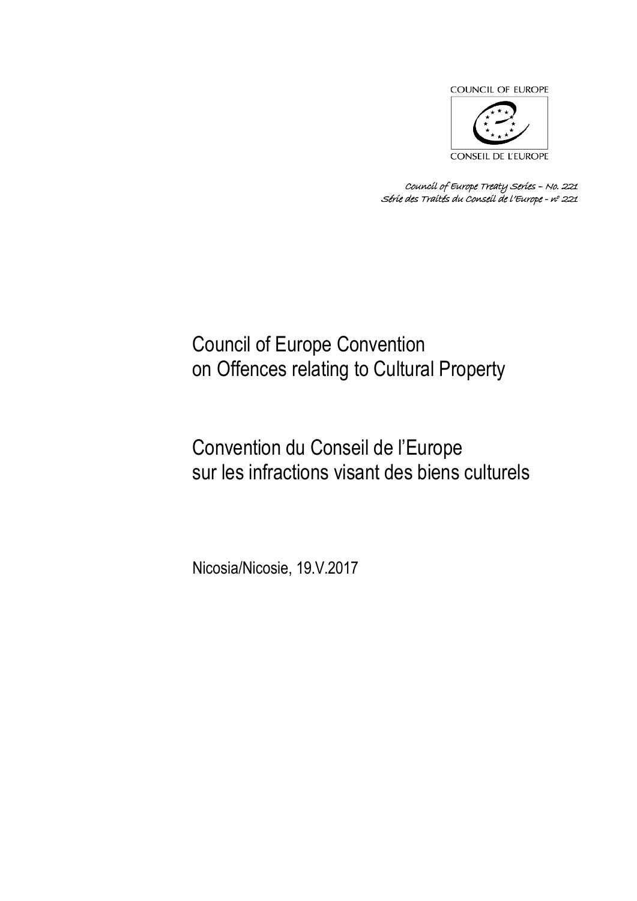COUNCIL OF EUROPE

CONSEIL DE L'EUROPE

*Council of Europe Treaty Series – No. 221*
*Série des Traités du Conseil de l'Europe - n° 221*

# Council of Europe Convention on Offences relating to Cultural Property

# Convention du Conseil de l'Europe sur les infractions visant des biens culturels

Nicosia/Nicosie, 19.V.2017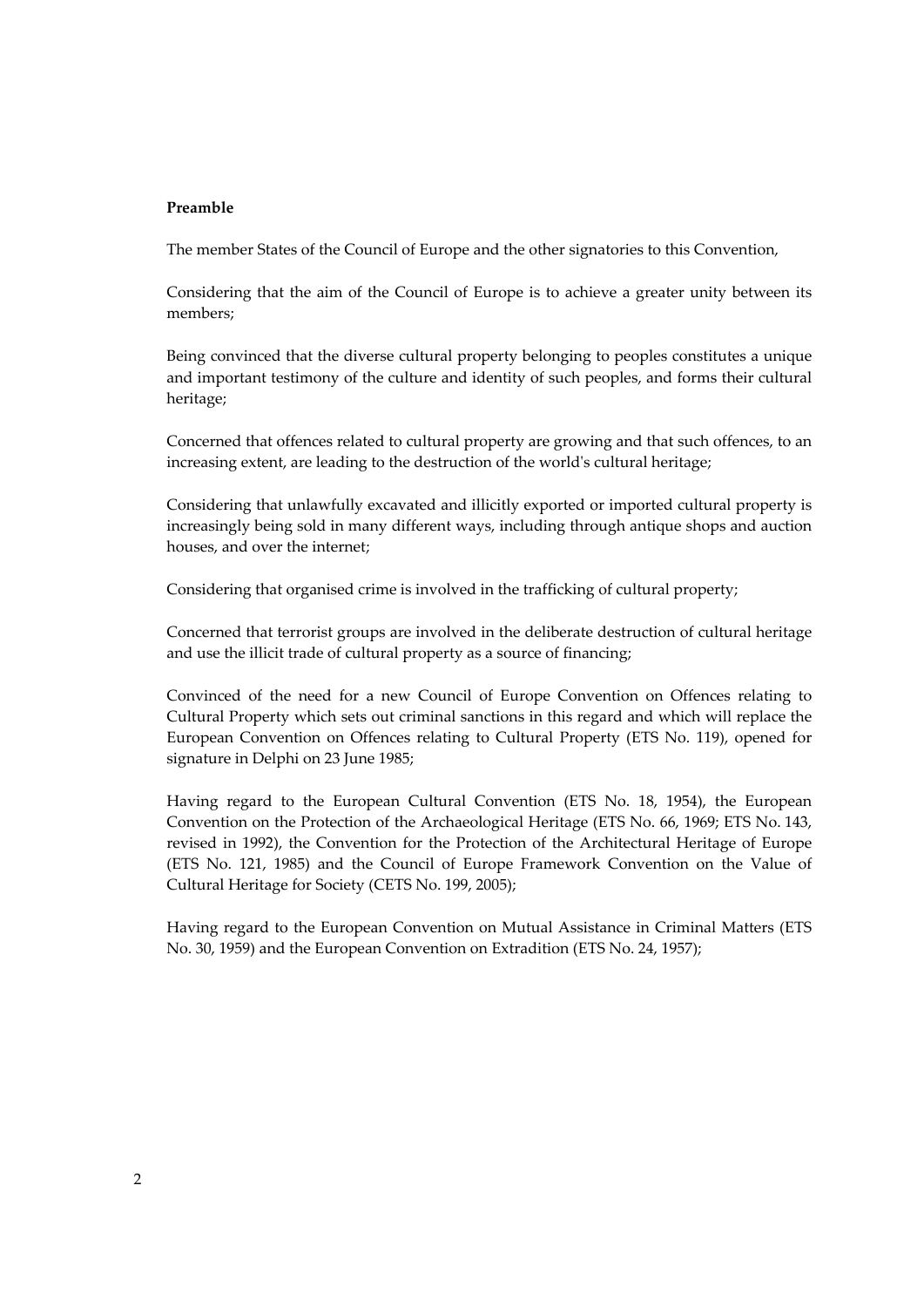**Preamble**

The member States of the Council of Europe and the other signatories to this Convention,

Considering that the aim of the Council of Europe is to achieve a greater unity between its members;

Being convinced that the diverse cultural property belonging to peoples constitutes a unique and important testimony of the culture and identity of such peoples, and forms their cultural heritage;

Concerned that offences related to cultural property are growing and that such offences, to an increasing extent, are leading to the destruction of the world's cultural heritage;

Considering that unlawfully excavated and illicitly exported or imported cultural property is increasingly being sold in many different ways, including through antique shops and auction houses, and over the internet;

Considering that organised crime is involved in the trafficking of cultural property;

Concerned that terrorist groups are involved in the deliberate destruction of cultural heritage and use the illicit trade of cultural property as a source of financing;

Convinced of the need for a new Council of Europe Convention on Offences relating to Cultural Property which sets out criminal sanctions in this regard and which will replace the European Convention on Offences relating to Cultural Property (ETS No. 119), opened for signature in Delphi on 23 June 1985;

Having regard to the European Cultural Convention (ETS No. 18, 1954), the European Convention on the Protection of the Archaeological Heritage (ETS No. 66, 1969; ETS No. 143, revised in 1992), the Convention for the Protection of the Architectural Heritage of Europe (ETS No. 121, 1985) and the Council of Europe Framework Convention on the Value of Cultural Heritage for Society (CETS No. 199, 2005);

Having regard to the European Convention on Mutual Assistance in Criminal Matters (ETS No. 30, 1959) and the European Convention on Extradition (ETS No. 24, 1957);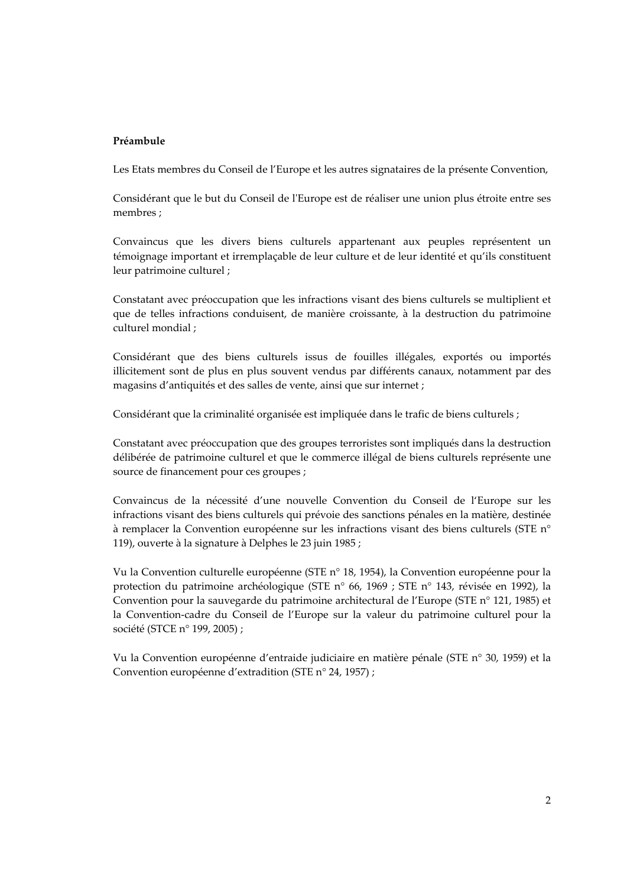**Préambule**

Les Etats membres du Conseil de l'Europe et les autres signataires de la présente Convention,

Considérant que le but du Conseil de l'Europe est de réaliser une union plus étroite entre ses membres ;

Convaincus que les divers biens culturels appartenant aux peuples représentent un témoignage important et irremplaçable de leur culture et de leur identité et qu'ils constituent leur patrimoine culturel ;

Constatant avec préoccupation que les infractions visant des biens culturels se multiplient et que de telles infractions conduisent, de manière croissante, à la destruction du patrimoine culturel mondial ;

Considérant que des biens culturels issus de fouilles illégales, exportés ou importés illicitement sont de plus en plus souvent vendus par différents canaux, notamment par des magasins d'antiquités et des salles de vente, ainsi que sur internet ;

Considérant que la criminalité organisée est impliquée dans le trafic de biens culturels ;

Constatant avec préoccupation que des groupes terroristes sont impliqués dans la destruction délibérée de patrimoine culturel et que le commerce illégal de biens culturels représente une source de financement pour ces groupes ;

Convaincus de la nécessité d'une nouvelle Convention du Conseil de l'Europe sur les infractions visant des biens culturels qui prévoie des sanctions pénales en la matière, destinée à remplacer la Convention européenne sur les infractions visant des biens culturels (STE n° 119), ouverte à la signature à Delphes le 23 juin 1985 ;

Vu la Convention culturelle européenne (STE n° 18, 1954), la Convention européenne pour la protection du patrimoine archéologique (STE n° 66, 1969 ; STE n° 143, révisée en 1992), la Convention pour la sauvegarde du patrimoine architectural de l'Europe (STE n° 121, 1985) et la Convention-cadre du Conseil de l'Europe sur la valeur du patrimoine culturel pour la société (STCE n° 199, 2005) ;

Vu la Convention européenne d'entraide judiciaire en matière pénale (STE n° 30, 1959) et la Convention européenne d'extradition (STE n° 24, 1957) ;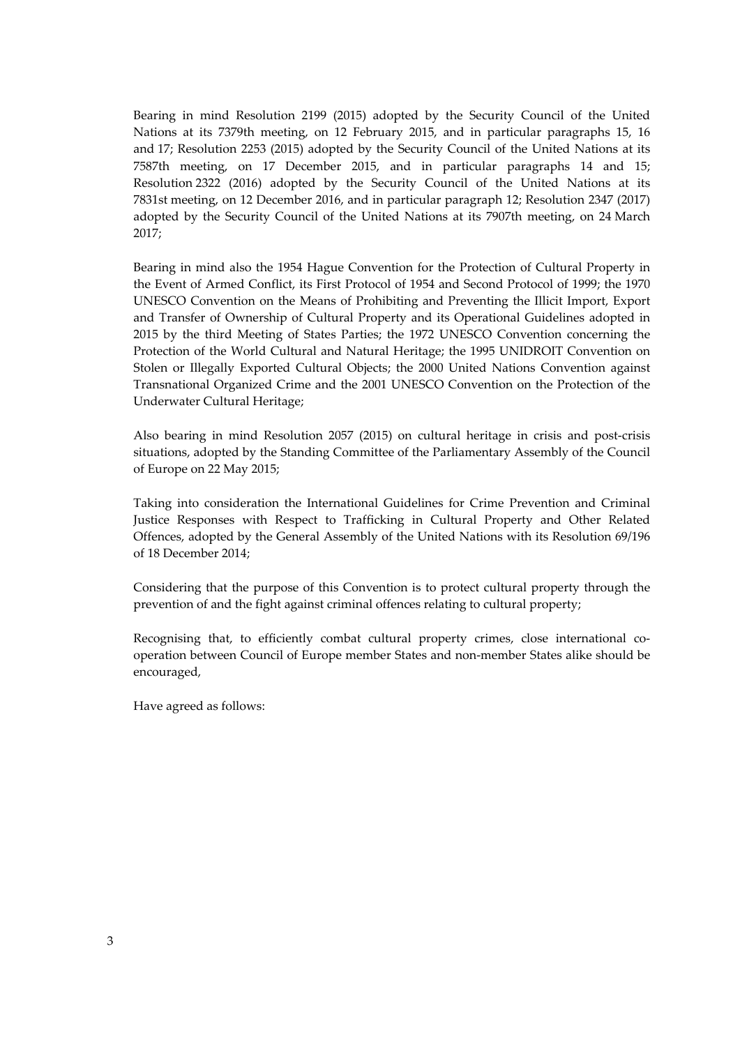Bearing in mind Resolution 2199 (2015) adopted by the Security Council of the United Nations at its 7379th meeting, on 12 February 2015, and in particular paragraphs 15, 16 and 17; Resolution 2253 (2015) adopted by the Security Council of the United Nations at its 7587th meeting, on 17 December 2015, and in particular paragraphs 14 and 15; Resolution 2322 (2016) adopted by the Security Council of the United Nations at its 7831st meeting, on 12 December 2016, and in particular paragraph 12; Resolution 2347 (2017) adopted by the Security Council of the United Nations at its 7907th meeting, on 24 March 2017;

Bearing in mind also the 1954 Hague Convention for the Protection of Cultural Property in the Event of Armed Conflict, its First Protocol of 1954 and Second Protocol of 1999; the 1970 UNESCO Convention on the Means of Prohibiting and Preventing the Illicit Import, Export and Transfer of Ownership of Cultural Property and its Operational Guidelines adopted in 2015 by the third Meeting of States Parties; the 1972 UNESCO Convention concerning the Protection of the World Cultural and Natural Heritage; the 1995 UNIDROIT Convention on Stolen or Illegally Exported Cultural Objects; the 2000 United Nations Convention against Transnational Organized Crime and the 2001 UNESCO Convention on the Protection of the Underwater Cultural Heritage;

Also bearing in mind Resolution 2057 (2015) on cultural heritage in crisis and post-crisis situations, adopted by the Standing Committee of the Parliamentary Assembly of the Council of Europe on 22 May 2015;

Taking into consideration the International Guidelines for Crime Prevention and Criminal Justice Responses with Respect to Trafficking in Cultural Property and Other Related Offences, adopted by the General Assembly of the United Nations with its Resolution 69/196 of 18 December 2014;

Considering that the purpose of this Convention is to protect cultural property through the prevention of and the fight against criminal offences relating to cultural property;

Recognising that, to efficiently combat cultural property crimes, close international co-operation between Council of Europe member States and non-member States alike should be encouraged,

Have agreed as follows: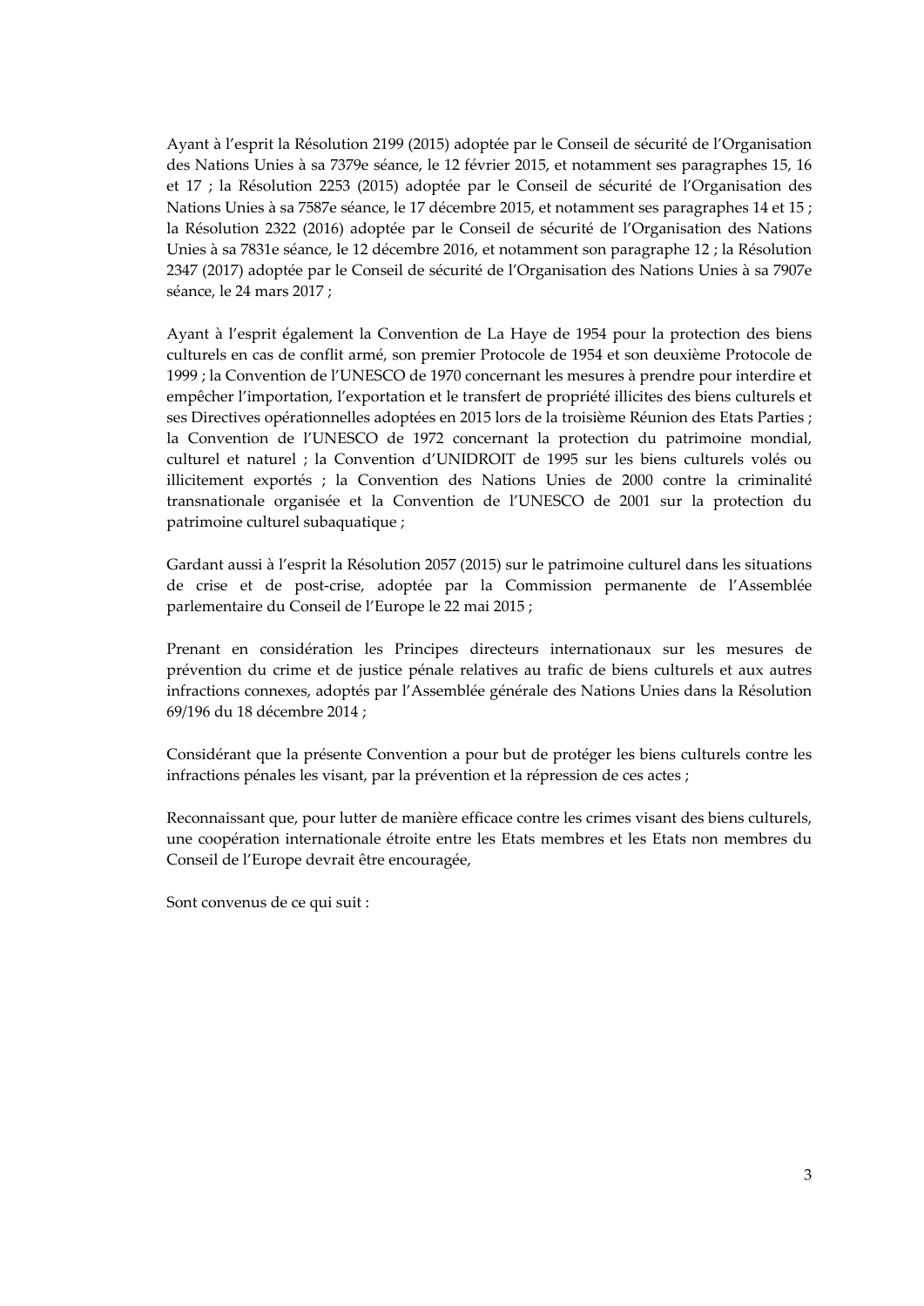Ayant à l'esprit la Résolution 2199 (2015) adoptée par le Conseil de sécurité de l'Organisation des Nations Unies à sa 7379e séance, le 12 février 2015, et notamment ses paragraphes 15, 16 et 17 ; la Résolution 2253 (2015) adoptée par le Conseil de sécurité de l'Organisation des Nations Unies à sa 7587e séance, le 17 décembre 2015, et notamment ses paragraphes 14 et 15 ; la Résolution 2322 (2016) adoptée par le Conseil de sécurité de l'Organisation des Nations Unies à sa 7831e séance, le 12 décembre 2016, et notamment son paragraphe 12 ; la Résolution 2347 (2017) adoptée par le Conseil de sécurité de l'Organisation des Nations Unies à sa 7907e séance, le 24 mars 2017 ;

Ayant à l'esprit également la Convention de La Haye de 1954 pour la protection des biens culturels en cas de conflit armé, son premier Protocole de 1954 et son deuxième Protocole de 1999 ; la Convention de l'UNESCO de 1970 concernant les mesures à prendre pour interdire et empêcher l'importation, l'exportation et le transfert de propriété illicites des biens culturels et ses Directives opérationnelles adoptées en 2015 lors de la troisième Réunion des Etats Parties ; la Convention de l'UNESCO de 1972 concernant la protection du patrimoine mondial, culturel et naturel ; la Convention d'UNIDROIT de 1995 sur les biens culturels volés ou illicitement exportés ; la Convention des Nations Unies de 2000 contre la criminalité transnationale organisée et la Convention de l'UNESCO de 2001 sur la protection du patrimoine culturel subaquatique ;

Gardant aussi à l'esprit la Résolution 2057 (2015) sur le patrimoine culturel dans les situations de crise et de post-crise, adoptée par la Commission permanente de l'Assemblée parlementaire du Conseil de l'Europe le 22 mai 2015 ;

Prenant en considération les Principes directeurs internationaux sur les mesures de prévention du crime et de justice pénale relatives au trafic de biens culturels et aux autres infractions connexes, adoptés par l'Assemblée générale des Nations Unies dans la Résolution 69/196 du 18 décembre 2014 ;

Considérant que la présente Convention a pour but de protéger les biens culturels contre les infractions pénales les visant, par la prévention et la répression de ces actes ;

Reconnaissant que, pour lutter de manière efficace contre les crimes visant des biens culturels, une coopération internationale étroite entre les Etats membres et les Etats non membres du Conseil de l'Europe devrait être encouragée,

Sont convenus de ce qui suit :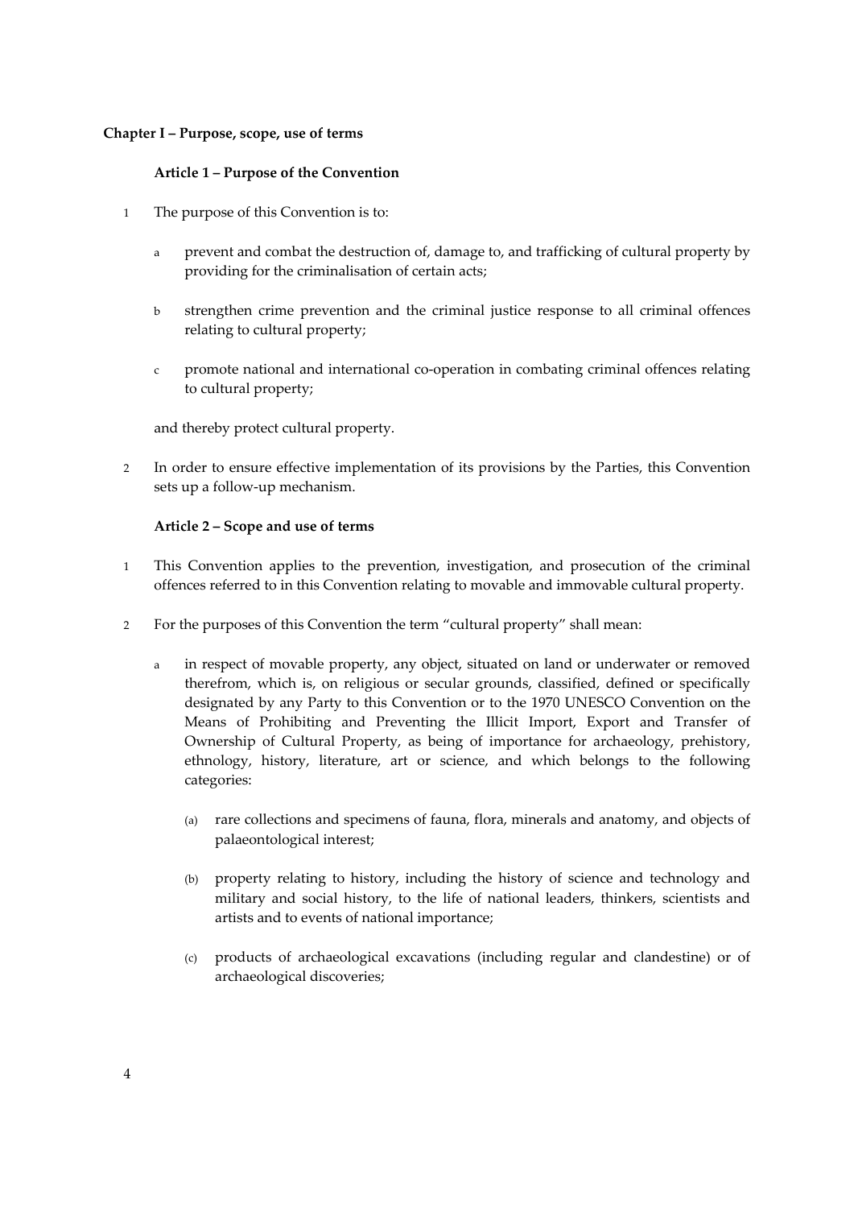## Chapter I – Purpose, scope, use of terms

### Article 1 – Purpose of the Convention

1 The purpose of this Convention is to:

a prevent and combat the destruction of, damage to, and trafficking of cultural property by providing for the criminalisation of certain acts;

b strengthen crime prevention and the criminal justice response to all criminal offences relating to cultural property;

c promote national and international co-operation in combating criminal offences relating to cultural property;

and thereby protect cultural property.

2 In order to ensure effective implementation of its provisions by the Parties, this Convention sets up a follow-up mechanism.

### Article 2 – Scope and use of terms

1 This Convention applies to the prevention, investigation, and prosecution of the criminal offences referred to in this Convention relating to movable and immovable cultural property.

2 For the purposes of this Convention the term "cultural property" shall mean:

a in respect of movable property, any object, situated on land or underwater or removed therefrom, which is, on religious or secular grounds, classified, defined or specifically designated by any Party to this Convention or to the 1970 UNESCO Convention on the Means of Prohibiting and Preventing the Illicit Import, Export and Transfer of Ownership of Cultural Property, as being of importance for archaeology, prehistory, ethnology, history, literature, art or science, and which belongs to the following categories:

(a) rare collections and specimens of fauna, flora, minerals and anatomy, and objects of palaeontological interest;

(b) property relating to history, including the history of science and technology and military and social history, to the life of national leaders, thinkers, scientists and artists and to events of national importance;

(c) products of archaeological excavations (including regular and clandestine) or of archaeological discoveries;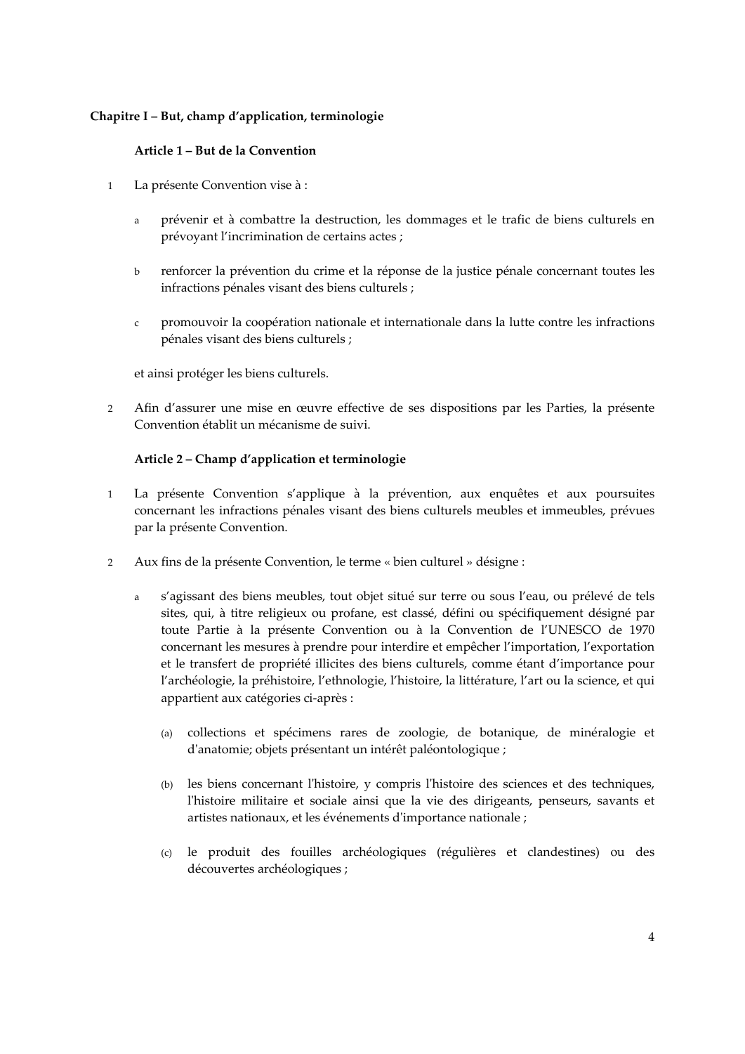## Chapitre I – But, champ d'application, terminologie

### Article 1 – But de la Convention

1 La présente Convention vise à :

a prévenir et à combattre la destruction, les dommages et le trafic de biens culturels en prévoyant l'incrimination de certains actes ;

b renforcer la prévention du crime et la réponse de la justice pénale concernant toutes les infractions pénales visant des biens culturels ;

c promouvoir la coopération nationale et internationale dans la lutte contre les infractions pénales visant des biens culturels ;

et ainsi protéger les biens culturels.

2 Afin d'assurer une mise en œuvre effective de ses dispositions par les Parties, la présente Convention établit un mécanisme de suivi.

### Article 2 – Champ d'application et terminologie

1 La présente Convention s'applique à la prévention, aux enquêtes et aux poursuites concernant les infractions pénales visant des biens culturels meubles et immeubles, prévues par la présente Convention.

2 Aux fins de la présente Convention, le terme « bien culturel » désigne :

a s'agissant des biens meubles, tout objet situé sur terre ou sous l'eau, ou prélevé de tels sites, qui, à titre religieux ou profane, est classé, défini ou spécifiquement désigné par toute Partie à la présente Convention ou à la Convention de l'UNESCO de 1970 concernant les mesures à prendre pour interdire et empêcher l'importation, l'exportation et le transfert de propriété illicites des biens culturels, comme étant d'importance pour l'archéologie, la préhistoire, l'ethnologie, l'histoire, la littérature, l'art ou la science, et qui appartient aux catégories ci-après :

(a) collections et spécimens rares de zoologie, de botanique, de minéralogie et d'anatomie; objets présentant un intérêt paléontologique ;

(b) les biens concernant l'histoire, y compris l'histoire des sciences et des techniques, l'histoire militaire et sociale ainsi que la vie des dirigeants, penseurs, savants et artistes nationaux, et les événements d'importance nationale ;

(c) le produit des fouilles archéologiques (régulières et clandestines) ou des découvertes archéologiques ;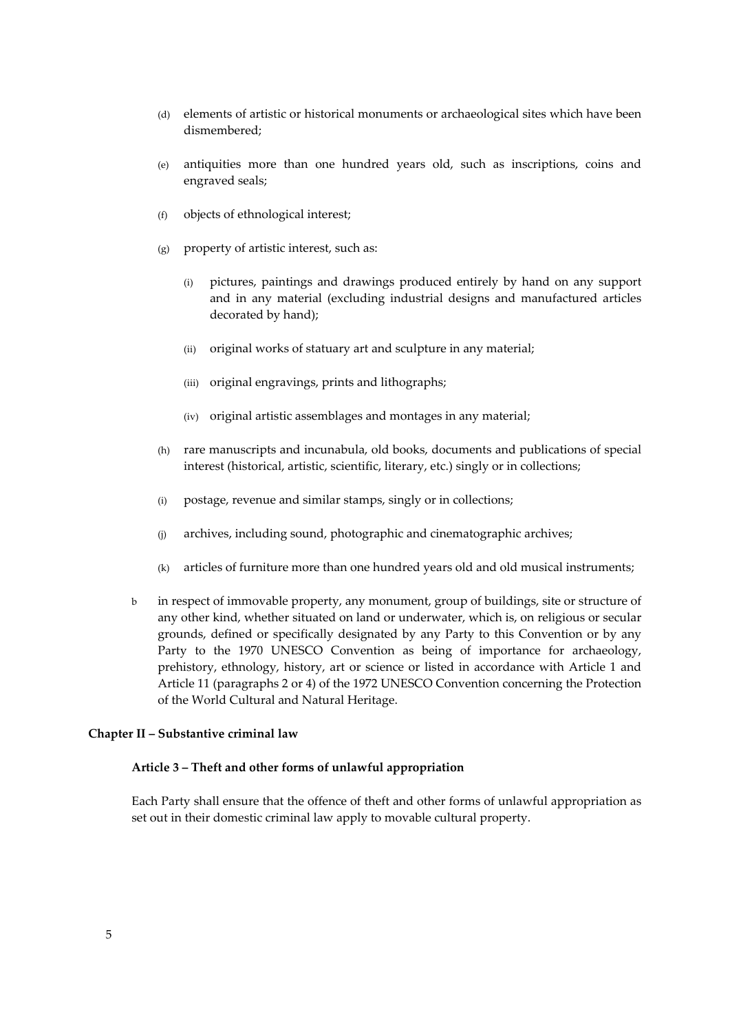(d) elements of artistic or historical monuments or archaeological sites which have been dismembered;

(e) antiquities more than one hundred years old, such as inscriptions, coins and engraved seals;

(f) objects of ethnological interest;

(g) property of artistic interest, such as:

  (i) pictures, paintings and drawings produced entirely by hand on any support and in any material (excluding industrial designs and manufactured articles decorated by hand);

  (ii) original works of statuary art and sculpture in any material;

  (iii) original engravings, prints and lithographs;

  (iv) original artistic assemblages and montages in any material;

(h) rare manuscripts and incunabula, old books, documents and publications of special interest (historical, artistic, scientific, literary, etc.) singly or in collections;

(i) postage, revenue and similar stamps, singly or in collections;

(j) archives, including sound, photographic and cinematographic archives;

(k) articles of furniture more than one hundred years old and old musical instruments;

b in respect of immovable property, any monument, group of buildings, site or structure of any other kind, whether situated on land or underwater, which is, on religious or secular grounds, defined or specifically designated by any Party to this Convention or by any Party to the 1970 UNESCO Convention as being of importance for archaeology, prehistory, ethnology, history, art or science or listed in accordance with Article 1 and Article 11 (paragraphs 2 or 4) of the 1972 UNESCO Convention concerning the Protection of the World Cultural and Natural Heritage.

## Chapter II – Substantive criminal law

### Article 3 – Theft and other forms of unlawful appropriation

Each Party shall ensure that the offence of theft and other forms of unlawful appropriation as set out in their domestic criminal law apply to movable cultural property.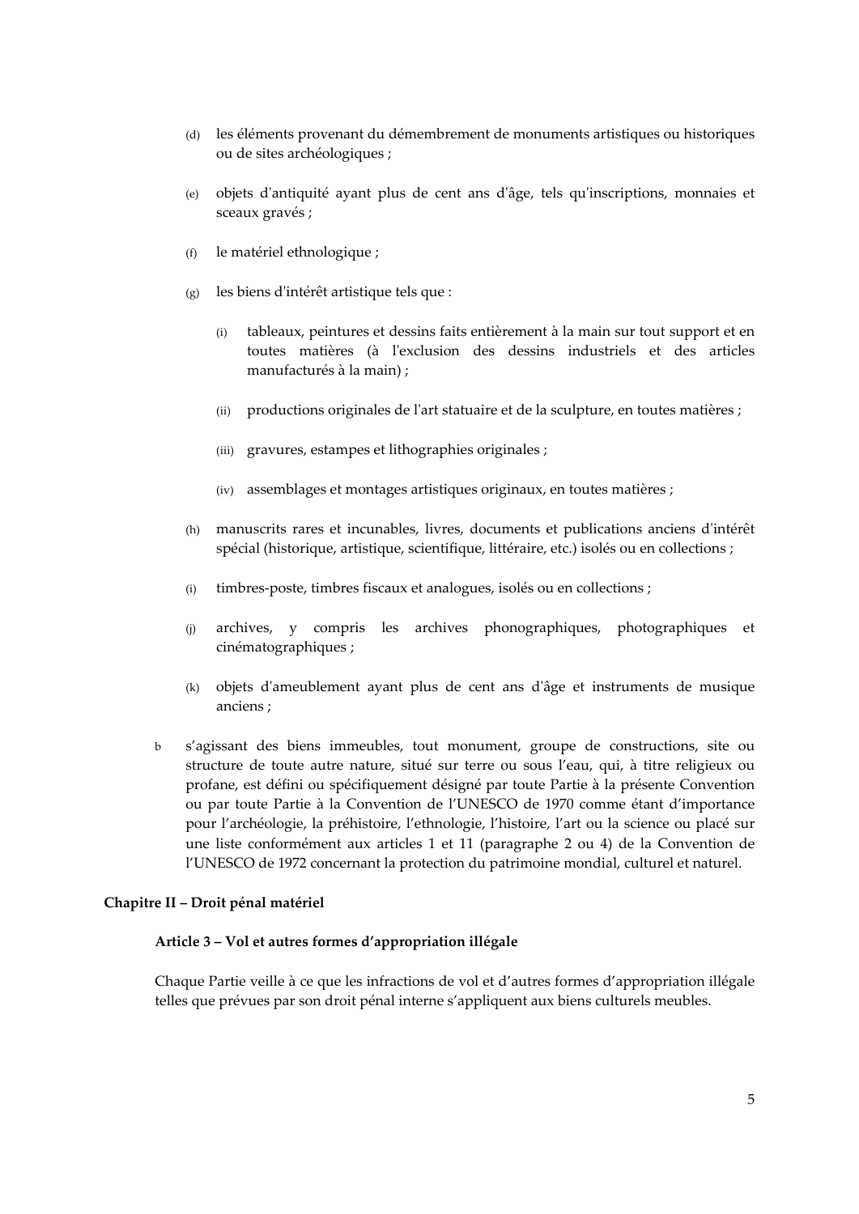(d) les éléments provenant du démembrement de monuments artistiques ou historiques ou de sites archéologiques ;

(e) objets d'antiquité ayant plus de cent ans d'âge, tels qu'inscriptions, monnaies et sceaux gravés ;

(f) le matériel ethnologique ;

(g) les biens d'intérêt artistique tels que :

   (i) tableaux, peintures et dessins faits entièrement à la main sur tout support et en toutes matières (à l'exclusion des dessins industriels et des articles manufacturés à la main) ;

   (ii) productions originales de l'art statuaire et de la sculpture, en toutes matières ;

   (iii) gravures, estampes et lithographies originales ;

   (iv) assemblages et montages artistiques originaux, en toutes matières ;

(h) manuscrits rares et incunables, livres, documents et publications anciens d'intérêt spécial (historique, artistique, scientifique, littéraire, etc.) isolés ou en collections ;

(i) timbres-poste, timbres fiscaux et analogues, isolés ou en collections ;

(j) archives, y compris les archives phonographiques, photographiques et cinématographiques ;

(k) objets d'ameublement ayant plus de cent ans d'âge et instruments de musique anciens ;

b s'agissant des biens immeubles, tout monument, groupe de constructions, site ou structure de toute autre nature, situé sur terre ou sous l'eau, qui, à titre religieux ou profane, est défini ou spécifiquement désigné par toute Partie à la présente Convention ou par toute Partie à la Convention de l'UNESCO de 1970 comme étant d'importance pour l'archéologie, la préhistoire, l'ethnologie, l'histoire, l'art ou la science ou placé sur une liste conformément aux articles 1 et 11 (paragraphe 2 ou 4) de la Convention de l'UNESCO de 1972 concernant la protection du patrimoine mondial, culturel et naturel.

## Chapitre II – Droit pénal matériel

### Article 3 – Vol et autres formes d'appropriation illégale

Chaque Partie veille à ce que les infractions de vol et d'autres formes d'appropriation illégale telles que prévues par son droit pénal interne s'appliquent aux biens culturels meubles.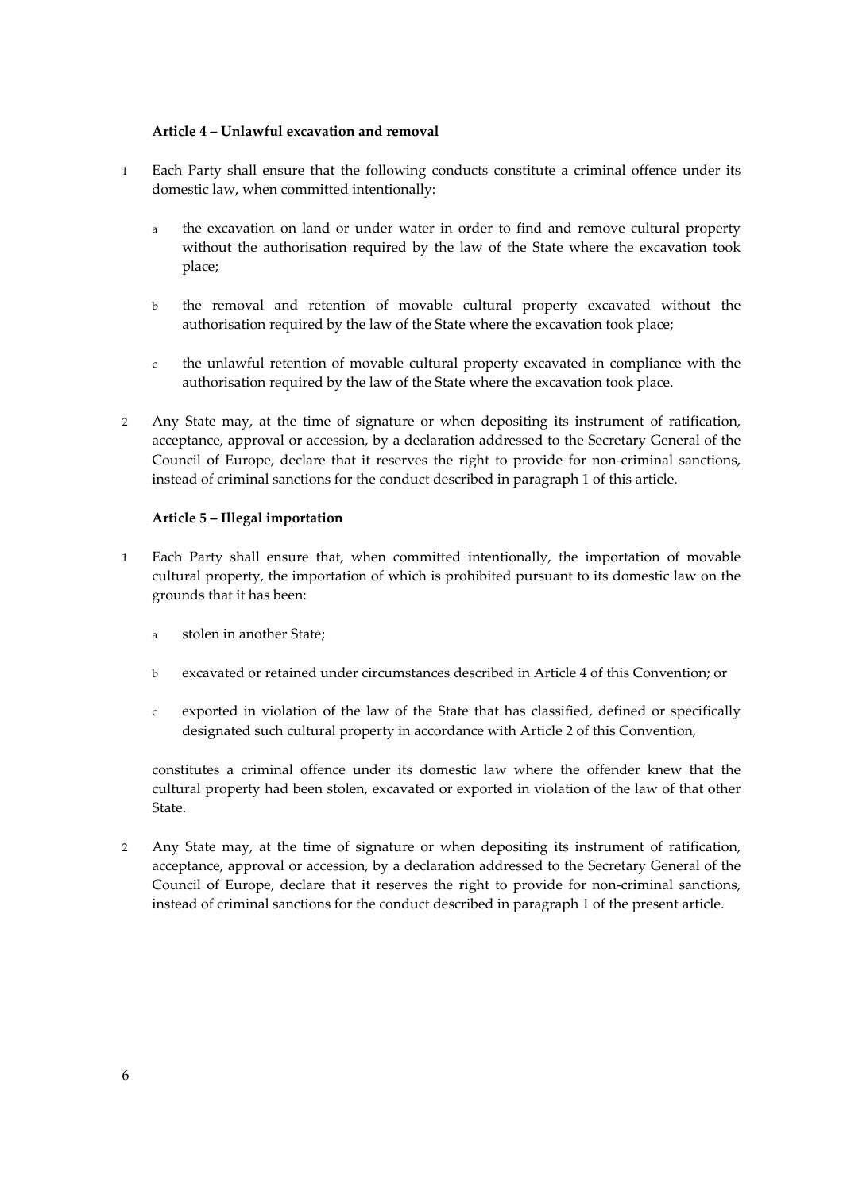**Article 4 – Unlawful excavation and removal**

1 Each Party shall ensure that the following conducts constitute a criminal offence under its domestic law, when committed intentionally:

a the excavation on land or under water in order to find and remove cultural property without the authorisation required by the law of the State where the excavation took place;

b the removal and retention of movable cultural property excavated without the authorisation required by the law of the State where the excavation took place;

c the unlawful retention of movable cultural property excavated in compliance with the authorisation required by the law of the State where the excavation took place.

2 Any State may, at the time of signature or when depositing its instrument of ratification, acceptance, approval or accession, by a declaration addressed to the Secretary General of the Council of Europe, declare that it reserves the right to provide for non-criminal sanctions, instead of criminal sanctions for the conduct described in paragraph 1 of this article.

**Article 5 – Illegal importation**

1 Each Party shall ensure that, when committed intentionally, the importation of movable cultural property, the importation of which is prohibited pursuant to its domestic law on the grounds that it has been:

a stolen in another State;

b excavated or retained under circumstances described in Article 4 of this Convention; or

c exported in violation of the law of the State that has classified, defined or specifically designated such cultural property in accordance with Article 2 of this Convention,

constitutes a criminal offence under its domestic law where the offender knew that the cultural property had been stolen, excavated or exported in violation of the law of that other State.

2 Any State may, at the time of signature or when depositing its instrument of ratification, acceptance, approval or accession, by a declaration addressed to the Secretary General of the Council of Europe, declare that it reserves the right to provide for non-criminal sanctions, instead of criminal sanctions for the conduct described in paragraph 1 of the present article.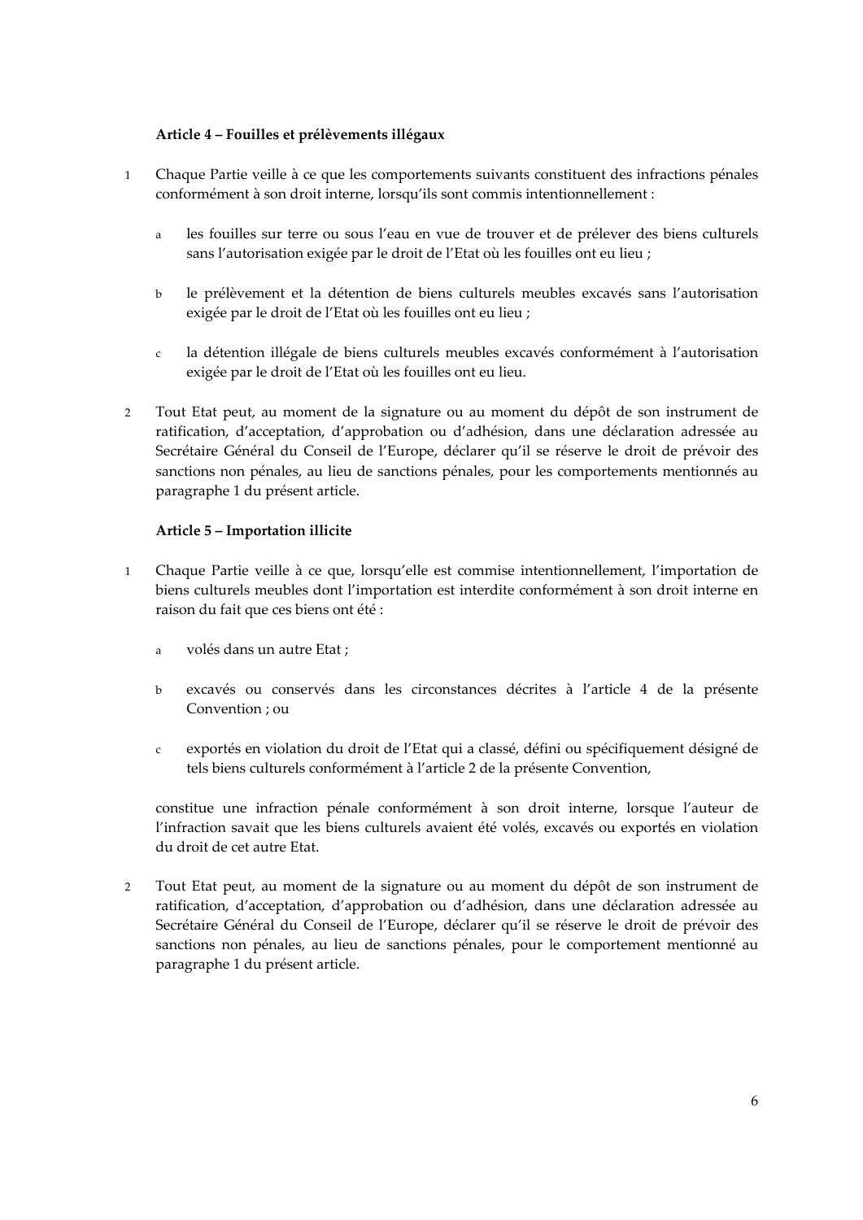**Article 4 – Fouilles et prélèvements illégaux**

1 Chaque Partie veille à ce que les comportements suivants constituent des infractions pénales conformément à son droit interne, lorsqu'ils sont commis intentionnellement :

a les fouilles sur terre ou sous l'eau en vue de trouver et de prélever des biens culturels sans l'autorisation exigée par le droit de l'Etat où les fouilles ont eu lieu ;

b le prélèvement et la détention de biens culturels meubles excavés sans l'autorisation exigée par le droit de l'Etat où les fouilles ont eu lieu ;

c la détention illégale de biens culturels meubles excavés conformément à l'autorisation exigée par le droit de l'Etat où les fouilles ont eu lieu.

2 Tout Etat peut, au moment de la signature ou au moment du dépôt de son instrument de ratification, d'acceptation, d'approbation ou d'adhésion, dans une déclaration adressée au Secrétaire Général du Conseil de l'Europe, déclarer qu'il se réserve le droit de prévoir des sanctions non pénales, au lieu de sanctions pénales, pour les comportements mentionnés au paragraphe 1 du présent article.

**Article 5 – Importation illicite**

1 Chaque Partie veille à ce que, lorsqu'elle est commise intentionnellement, l'importation de biens culturels meubles dont l'importation est interdite conformément à son droit interne en raison du fait que ces biens ont été :

a volés dans un autre Etat ;

b excavés ou conservés dans les circonstances décrites à l'article 4 de la présente Convention ; ou

c exportés en violation du droit de l'Etat qui a classé, défini ou spécifiquement désigné de tels biens culturels conformément à l'article 2 de la présente Convention,

constitue une infraction pénale conformément à son droit interne, lorsque l'auteur de l'infraction savait que les biens culturels avaient été volés, excavés ou exportés en violation du droit de cet autre Etat.

2 Tout Etat peut, au moment de la signature ou au moment du dépôt de son instrument de ratification, d'acceptation, d'approbation ou d'adhésion, dans une déclaration adressée au Secrétaire Général du Conseil de l'Europe, déclarer qu'il se réserve le droit de prévoir des sanctions non pénales, au lieu de sanctions pénales, pour le comportement mentionné au paragraphe 1 du présent article.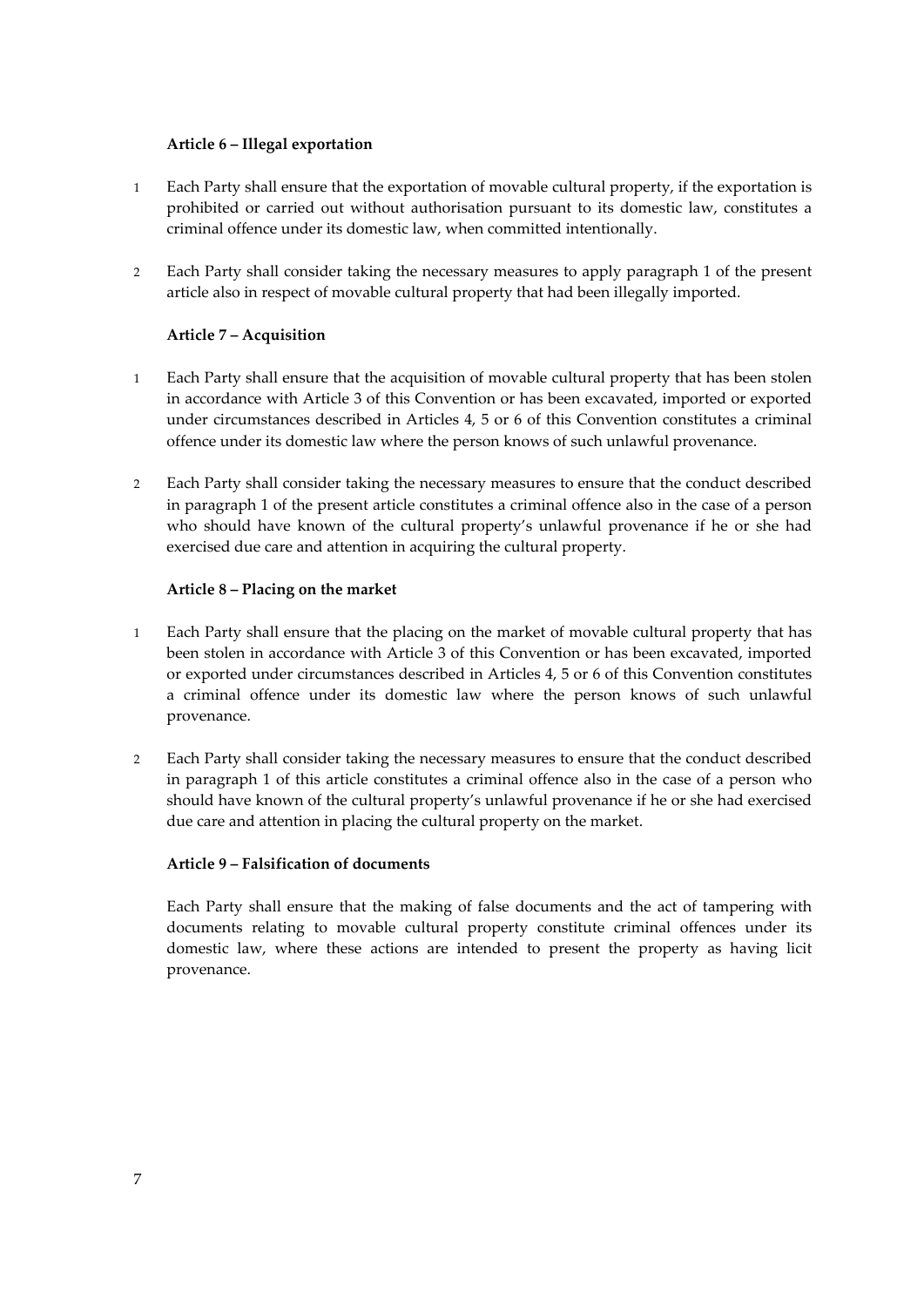### Article 6 – Illegal exportation

1 Each Party shall ensure that the exportation of movable cultural property, if the exportation is prohibited or carried out without authorisation pursuant to its domestic law, constitutes a criminal offence under its domestic law, when committed intentionally.

2 Each Party shall consider taking the necessary measures to apply paragraph 1 of the present article also in respect of movable cultural property that had been illegally imported.

### Article 7 – Acquisition

1 Each Party shall ensure that the acquisition of movable cultural property that has been stolen in accordance with Article 3 of this Convention or has been excavated, imported or exported under circumstances described in Articles 4, 5 or 6 of this Convention constitutes a criminal offence under its domestic law where the person knows of such unlawful provenance.

2 Each Party shall consider taking the necessary measures to ensure that the conduct described in paragraph 1 of the present article constitutes a criminal offence also in the case of a person who should have known of the cultural property's unlawful provenance if he or she had exercised due care and attention in acquiring the cultural property.

### Article 8 – Placing on the market

1 Each Party shall ensure that the placing on the market of movable cultural property that has been stolen in accordance with Article 3 of this Convention or has been excavated, imported or exported under circumstances described in Articles 4, 5 or 6 of this Convention constitutes a criminal offence under its domestic law where the person knows of such unlawful provenance.

2 Each Party shall consider taking the necessary measures to ensure that the conduct described in paragraph 1 of this article constitutes a criminal offence also in the case of a person who should have known of the cultural property's unlawful provenance if he or she had exercised due care and attention in placing the cultural property on the market.

### Article 9 – Falsification of documents

Each Party shall ensure that the making of false documents and the act of tampering with documents relating to movable cultural property constitute criminal offences under its domestic law, where these actions are intended to present the property as having licit provenance.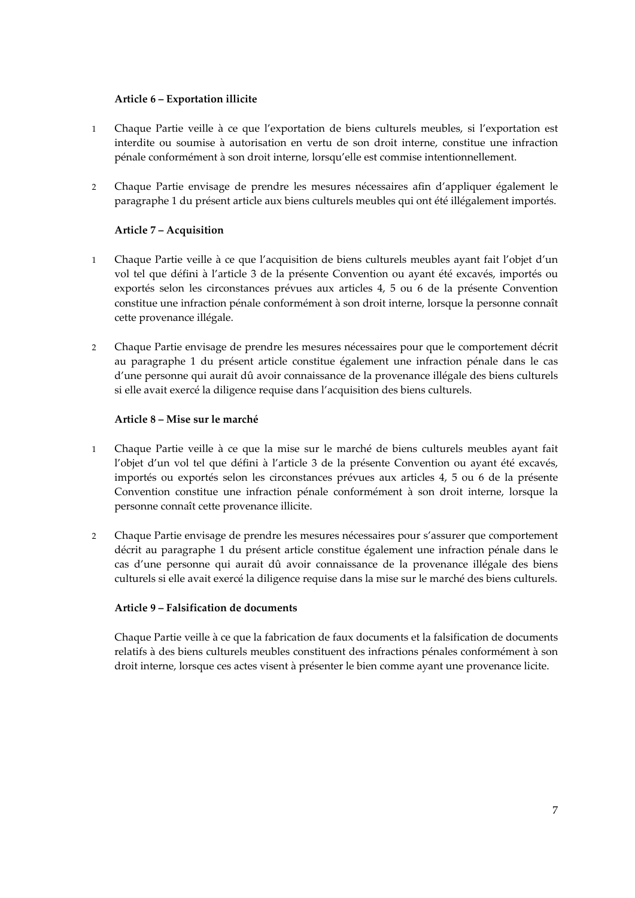**Article 6 – Exportation illicite**

1 Chaque Partie veille à ce que l'exportation de biens culturels meubles, si l'exportation est interdite ou soumise à autorisation en vertu de son droit interne, constitue une infraction pénale conformément à son droit interne, lorsqu'elle est commise intentionnellement.

2 Chaque Partie envisage de prendre les mesures nécessaires afin d'appliquer également le paragraphe 1 du présent article aux biens culturels meubles qui ont été illégalement importés.

**Article 7 – Acquisition**

1 Chaque Partie veille à ce que l'acquisition de biens culturels meubles ayant fait l'objet d'un vol tel que défini à l'article 3 de la présente Convention ou ayant été excavés, importés ou exportés selon les circonstances prévues aux articles 4, 5 ou 6 de la présente Convention constitue une infraction pénale conformément à son droit interne, lorsque la personne connaît cette provenance illégale.

2 Chaque Partie envisage de prendre les mesures nécessaires pour que le comportement décrit au paragraphe 1 du présent article constitue également une infraction pénale dans le cas d'une personne qui aurait dû avoir connaissance de la provenance illégale des biens culturels si elle avait exercé la diligence requise dans l'acquisition des biens culturels.

**Article 8 – Mise sur le marché**

1 Chaque Partie veille à ce que la mise sur le marché de biens culturels meubles ayant fait l'objet d'un vol tel que défini à l'article 3 de la présente Convention ou ayant été excavés, importés ou exportés selon les circonstances prévues aux articles 4, 5 ou 6 de la présente Convention constitue une infraction pénale conformément à son droit interne, lorsque la personne connaît cette provenance illicite.

2 Chaque Partie envisage de prendre les mesures nécessaires pour s'assurer que comportement décrit au paragraphe 1 du présent article constitue également une infraction pénale dans le cas d'une personne qui aurait dû avoir connaissance de la provenance illégale des biens culturels si elle avait exercé la diligence requise dans la mise sur le marché des biens culturels.

**Article 9 – Falsification de documents**

Chaque Partie veille à ce que la fabrication de faux documents et la falsification de documents relatifs à des biens culturels meubles constituent des infractions pénales conformément à son droit interne, lorsque ces actes visent à présenter le bien comme ayant une provenance licite.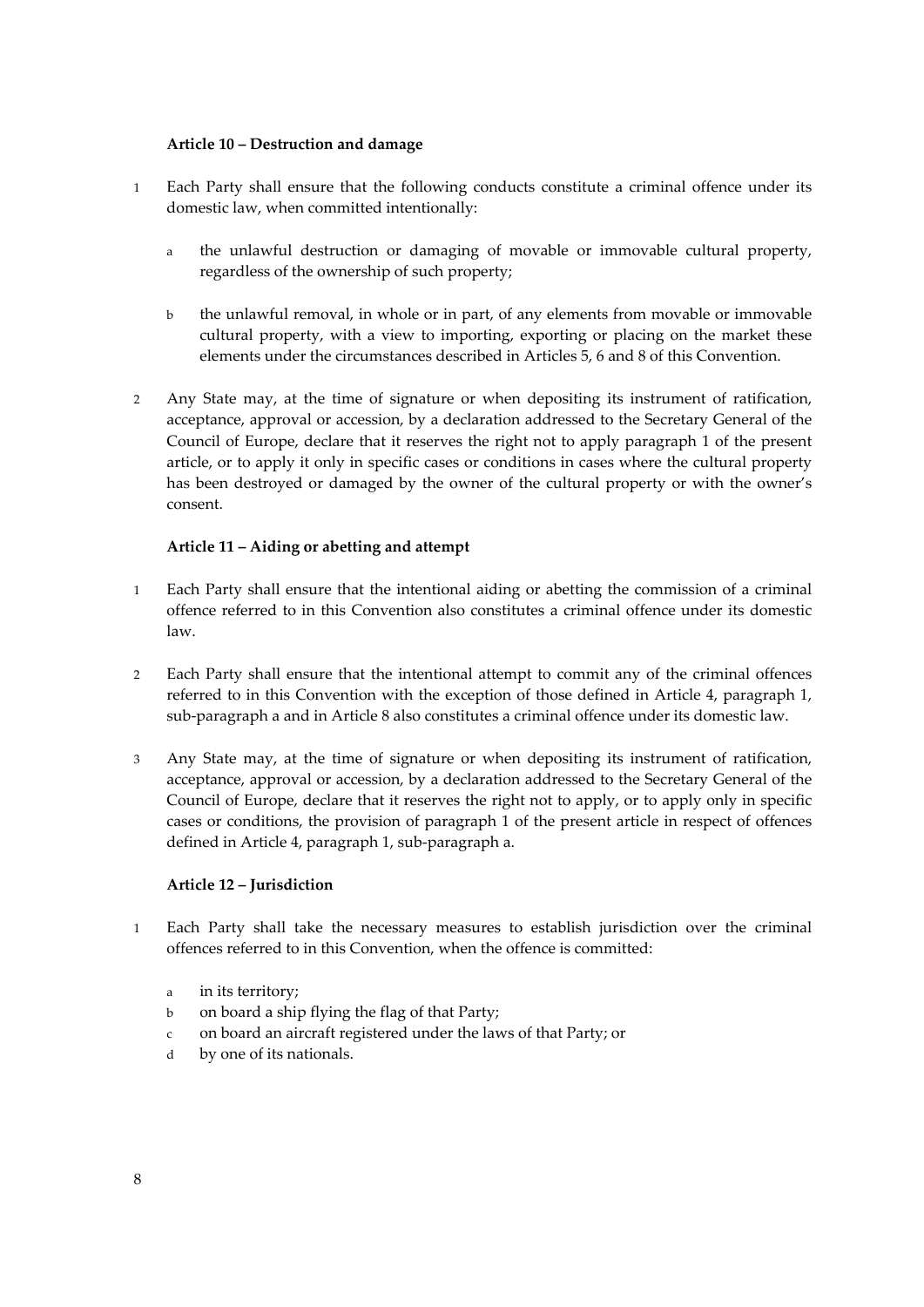**Article 10 – Destruction and damage**

1 Each Party shall ensure that the following conducts constitute a criminal offence under its domestic law, when committed intentionally:

   a the unlawful destruction or damaging of movable or immovable cultural property, regardless of the ownership of such property;

   b the unlawful removal, in whole or in part, of any elements from movable or immovable cultural property, with a view to importing, exporting or placing on the market these elements under the circumstances described in Articles 5, 6 and 8 of this Convention.

2 Any State may, at the time of signature or when depositing its instrument of ratification, acceptance, approval or accession, by a declaration addressed to the Secretary General of the Council of Europe, declare that it reserves the right not to apply paragraph 1 of the present article, or to apply it only in specific cases or conditions in cases where the cultural property has been destroyed or damaged by the owner of the cultural property or with the owner's consent.

**Article 11 – Aiding or abetting and attempt**

1 Each Party shall ensure that the intentional aiding or abetting the commission of a criminal offence referred to in this Convention also constitutes a criminal offence under its domestic law.

2 Each Party shall ensure that the intentional attempt to commit any of the criminal offences referred to in this Convention with the exception of those defined in Article 4, paragraph 1, sub-paragraph a and in Article 8 also constitutes a criminal offence under its domestic law.

3 Any State may, at the time of signature or when depositing its instrument of ratification, acceptance, approval or accession, by a declaration addressed to the Secretary General of the Council of Europe, declare that it reserves the right not to apply, or to apply only in specific cases or conditions, the provision of paragraph 1 of the present article in respect of offences defined in Article 4, paragraph 1, sub-paragraph a.

**Article 12 – Jurisdiction**

1 Each Party shall take the necessary measures to establish jurisdiction over the criminal offences referred to in this Convention, when the offence is committed:

   a in its territory;
   b on board a ship flying the flag of that Party;
   c on board an aircraft registered under the laws of that Party; or
   d by one of its nationals.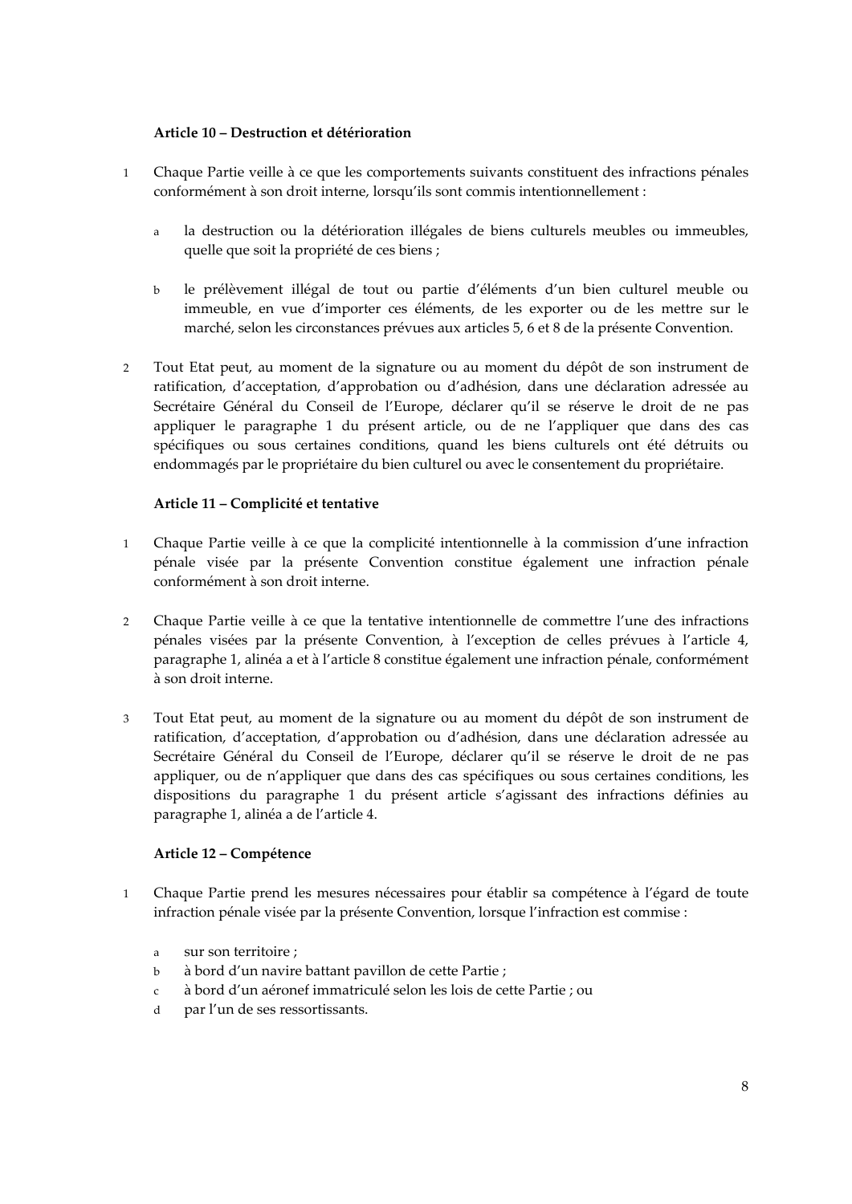**Article 10 – Destruction et détérioration**

1 Chaque Partie veille à ce que les comportements suivants constituent des infractions pénales conformément à son droit interne, lorsqu'ils sont commis intentionnellement :

a la destruction ou la détérioration illégales de biens culturels meubles ou immeubles, quelle que soit la propriété de ces biens ;

b le prélèvement illégal de tout ou partie d'éléments d'un bien culturel meuble ou immeuble, en vue d'importer ces éléments, de les exporter ou de les mettre sur le marché, selon les circonstances prévues aux articles 5, 6 et 8 de la présente Convention.

2 Tout Etat peut, au moment de la signature ou au moment du dépôt de son instrument de ratification, d'acceptation, d'approbation ou d'adhésion, dans une déclaration adressée au Secrétaire Général du Conseil de l'Europe, déclarer qu'il se réserve le droit de ne pas appliquer le paragraphe 1 du présent article, ou de ne l'appliquer que dans des cas spécifiques ou sous certaines conditions, quand les biens culturels ont été détruits ou endommagés par le propriétaire du bien culturel ou avec le consentement du propriétaire.

**Article 11 – Complicité et tentative**

1 Chaque Partie veille à ce que la complicité intentionnelle à la commission d'une infraction pénale visée par la présente Convention constitue également une infraction pénale conformément à son droit interne.

2 Chaque Partie veille à ce que la tentative intentionnelle de commettre l'une des infractions pénales visées par la présente Convention, à l'exception de celles prévues à l'article 4, paragraphe 1, alinéa a et à l'article 8 constitue également une infraction pénale, conformément à son droit interne.

3 Tout Etat peut, au moment de la signature ou au moment du dépôt de son instrument de ratification, d'acceptation, d'approbation ou d'adhésion, dans une déclaration adressée au Secrétaire Général du Conseil de l'Europe, déclarer qu'il se réserve le droit de ne pas appliquer, ou de n'appliquer que dans des cas spécifiques ou sous certaines conditions, les dispositions du paragraphe 1 du présent article s'agissant des infractions définies au paragraphe 1, alinéa a de l'article 4.

**Article 12 – Compétence**

1 Chaque Partie prend les mesures nécessaires pour établir sa compétence à l'égard de toute infraction pénale visée par la présente Convention, lorsque l'infraction est commise :

a sur son territoire ;
b à bord d'un navire battant pavillon de cette Partie ;
c à bord d'un aéronef immatriculé selon les lois de cette Partie ; ou
d par l'un de ses ressortissants.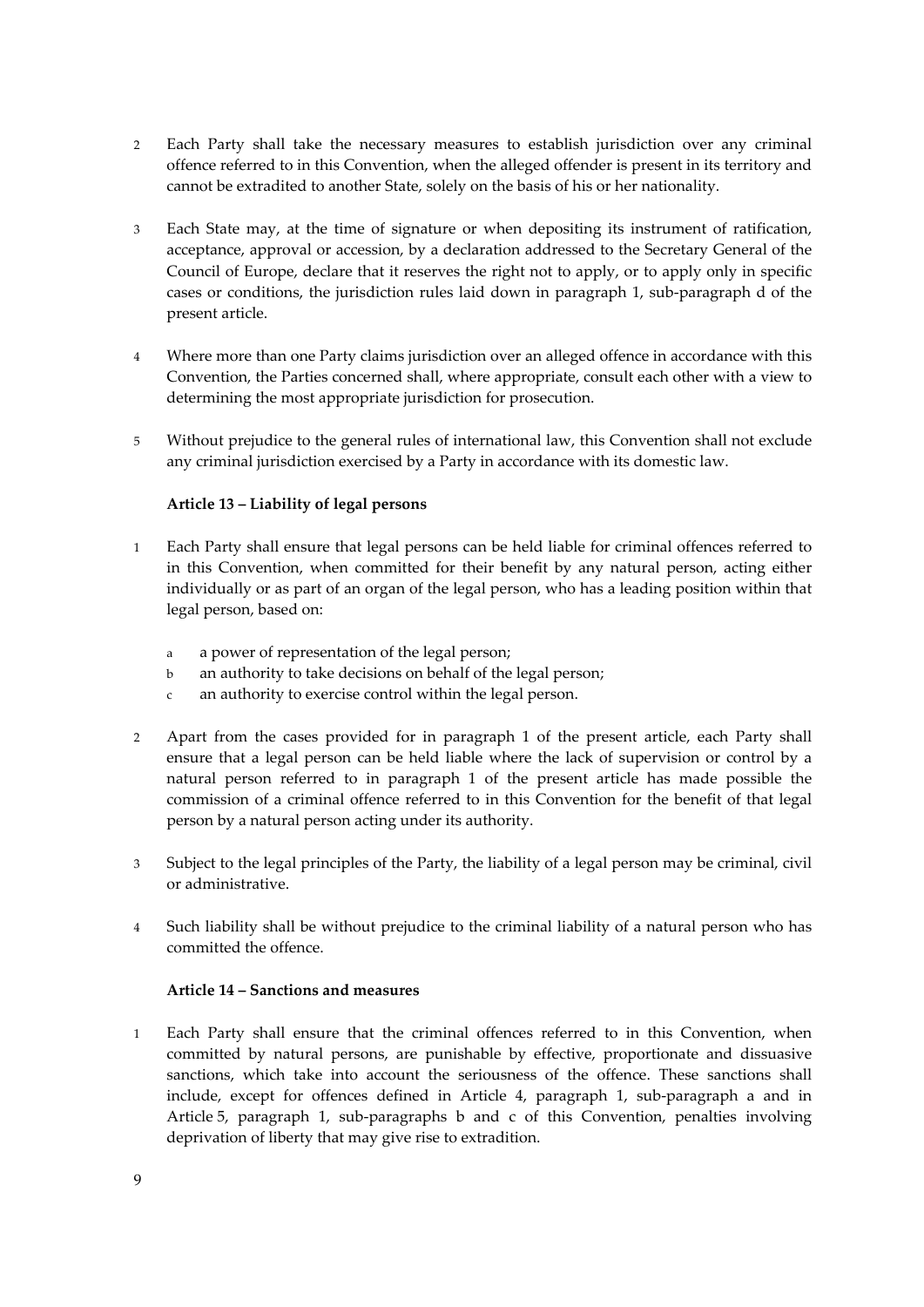2 Each Party shall take the necessary measures to establish jurisdiction over any criminal offence referred to in this Convention, when the alleged offender is present in its territory and cannot be extradited to another State, solely on the basis of his or her nationality.

3 Each State may, at the time of signature or when depositing its instrument of ratification, acceptance, approval or accession, by a declaration addressed to the Secretary General of the Council of Europe, declare that it reserves the right not to apply, or to apply only in specific cases or conditions, the jurisdiction rules laid down in paragraph 1, sub-paragraph d of the present article.

4 Where more than one Party claims jurisdiction over an alleged offence in accordance with this Convention, the Parties concerned shall, where appropriate, consult each other with a view to determining the most appropriate jurisdiction for prosecution.

5 Without prejudice to the general rules of international law, this Convention shall not exclude any criminal jurisdiction exercised by a Party in accordance with its domestic law.

**Article 13 – Liability of legal persons**

1 Each Party shall ensure that legal persons can be held liable for criminal offences referred to in this Convention, when committed for their benefit by any natural person, acting either individually or as part of an organ of the legal person, who has a leading position within that legal person, based on:

a a power of representation of the legal person;

b an authority to take decisions on behalf of the legal person;

c an authority to exercise control within the legal person.

2 Apart from the cases provided for in paragraph 1 of the present article, each Party shall ensure that a legal person can be held liable where the lack of supervision or control by a natural person referred to in paragraph 1 of the present article has made possible the commission of a criminal offence referred to in this Convention for the benefit of that legal person by a natural person acting under its authority.

3 Subject to the legal principles of the Party, the liability of a legal person may be criminal, civil or administrative.

4 Such liability shall be without prejudice to the criminal liability of a natural person who has committed the offence.

**Article 14 – Sanctions and measures**

1 Each Party shall ensure that the criminal offences referred to in this Convention, when committed by natural persons, are punishable by effective, proportionate and dissuasive sanctions, which take into account the seriousness of the offence. These sanctions shall include, except for offences defined in Article 4, paragraph 1, sub-paragraph a and in Article 5, paragraph 1, sub-paragraphs b and c of this Convention, penalties involving deprivation of liberty that may give rise to extradition.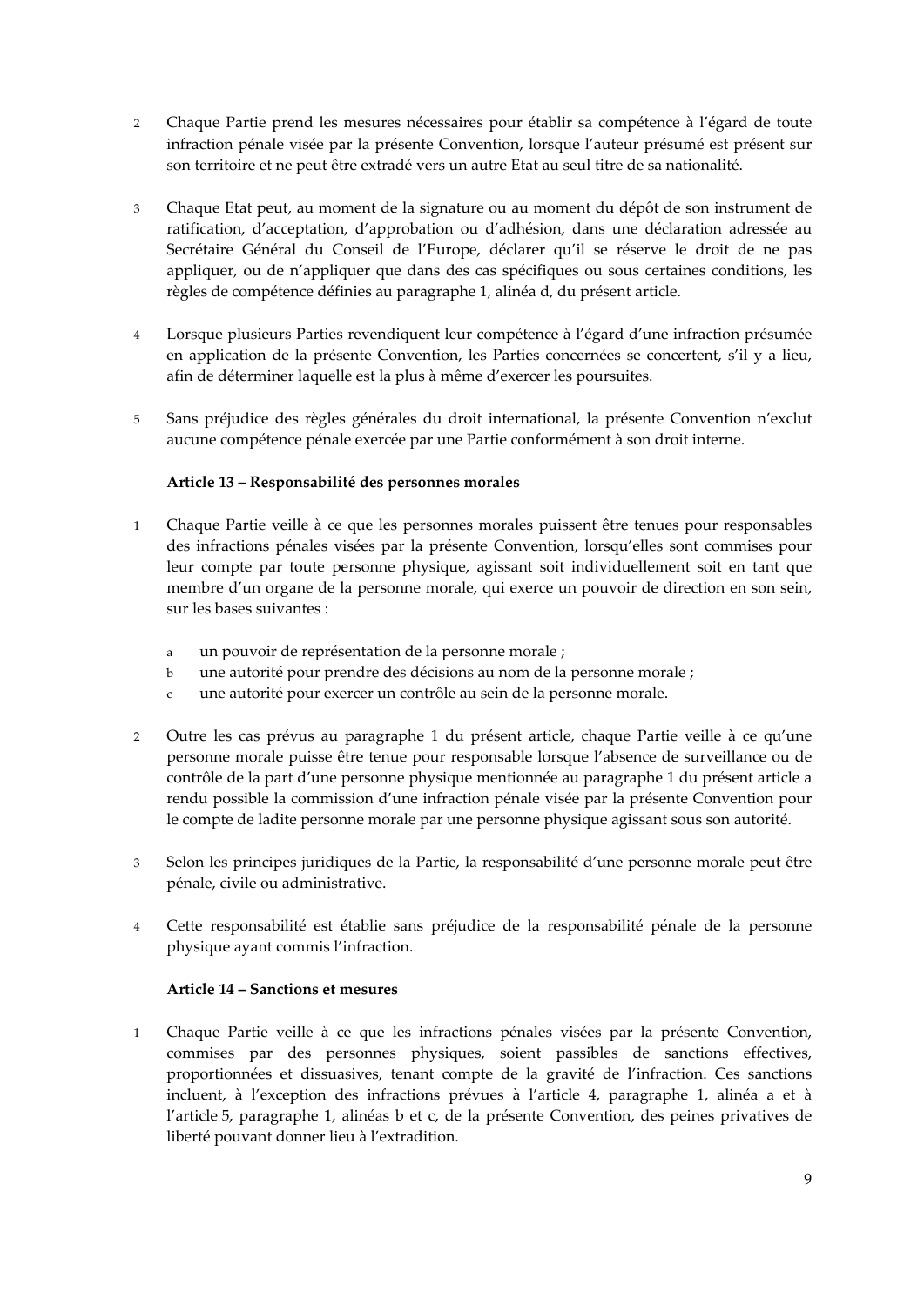2 Chaque Partie prend les mesures nécessaires pour établir sa compétence à l'égard de toute infraction pénale visée par la présente Convention, lorsque l'auteur présumé est présent sur son territoire et ne peut être extradé vers un autre Etat au seul titre de sa nationalité.

3 Chaque Etat peut, au moment de la signature ou au moment du dépôt de son instrument de ratification, d'acceptation, d'approbation ou d'adhésion, dans une déclaration adressée au Secrétaire Général du Conseil de l'Europe, déclarer qu'il se réserve le droit de ne pas appliquer, ou de n'appliquer que dans des cas spécifiques ou sous certaines conditions, les règles de compétence définies au paragraphe 1, alinéa d, du présent article.

4 Lorsque plusieurs Parties revendiquent leur compétence à l'égard d'une infraction présumée en application de la présente Convention, les Parties concernées se concertent, s'il y a lieu, afin de déterminer laquelle est la plus à même d'exercer les poursuites.

5 Sans préjudice des règles générales du droit international, la présente Convention n'exclut aucune compétence pénale exercée par une Partie conformément à son droit interne.

**Article 13 – Responsabilité des personnes morales**

1 Chaque Partie veille à ce que les personnes morales puissent être tenues pour responsables des infractions pénales visées par la présente Convention, lorsqu'elles sont commises pour leur compte par toute personne physique, agissant soit individuellement soit en tant que membre d'un organe de la personne morale, qui exerce un pouvoir de direction en son sein, sur les bases suivantes :

   a un pouvoir de représentation de la personne morale ;
   b une autorité pour prendre des décisions au nom de la personne morale ;
   c une autorité pour exercer un contrôle au sein de la personne morale.

2 Outre les cas prévus au paragraphe 1 du présent article, chaque Partie veille à ce qu'une personne morale puisse être tenue pour responsable lorsque l'absence de surveillance ou de contrôle de la part d'une personne physique mentionnée au paragraphe 1 du présent article a rendu possible la commission d'une infraction pénale visée par la présente Convention pour le compte de ladite personne morale par une personne physique agissant sous son autorité.

3 Selon les principes juridiques de la Partie, la responsabilité d'une personne morale peut être pénale, civile ou administrative.

4 Cette responsabilité est établie sans préjudice de la responsabilité pénale de la personne physique ayant commis l'infraction.

**Article 14 – Sanctions et mesures**

1 Chaque Partie veille à ce que les infractions pénales visées par la présente Convention, commises par des personnes physiques, soient passibles de sanctions effectives, proportionnées et dissuasives, tenant compte de la gravité de l'infraction. Ces sanctions incluent, à l'exception des infractions prévues à l'article 4, paragraphe 1, alinéa a et à l'article 5, paragraphe 1, alinéas b et c, de la présente Convention, des peines privatives de liberté pouvant donner lieu à l'extradition.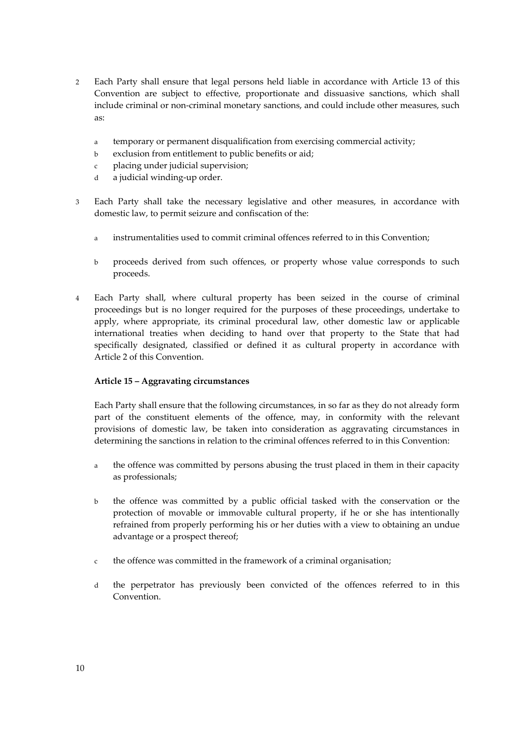2 Each Party shall ensure that legal persons held liable in accordance with Article 13 of this Convention are subject to effective, proportionate and dissuasive sanctions, which shall include criminal or non-criminal monetary sanctions, and could include other measures, such as:

   a temporary or permanent disqualification from exercising commercial activity;
   b exclusion from entitlement to public benefits or aid;
   c placing under judicial supervision;
   d a judicial winding-up order.

3 Each Party shall take the necessary legislative and other measures, in accordance with domestic law, to permit seizure and confiscation of the:

   a instrumentalities used to commit criminal offences referred to in this Convention;

   b proceeds derived from such offences, or property whose value corresponds to such proceeds.

4 Each Party shall, where cultural property has been seized in the course of criminal proceedings but is no longer required for the purposes of these proceedings, undertake to apply, where appropriate, its criminal procedural law, other domestic law or applicable international treaties when deciding to hand over that property to the State that had specifically designated, classified or defined it as cultural property in accordance with Article 2 of this Convention.

**Article 15 – Aggravating circumstances**

Each Party shall ensure that the following circumstances, in so far as they do not already form part of the constituent elements of the offence, may, in conformity with the relevant provisions of domestic law, be taken into consideration as aggravating circumstances in determining the sanctions in relation to the criminal offences referred to in this Convention:

a the offence was committed by persons abusing the trust placed in them in their capacity as professionals;

b the offence was committed by a public official tasked with the conservation or the protection of movable or immovable cultural property, if he or she has intentionally refrained from properly performing his or her duties with a view to obtaining an undue advantage or a prospect thereof;

c the offence was committed in the framework of a criminal organisation;

d the perpetrator has previously been convicted of the offences referred to in this Convention.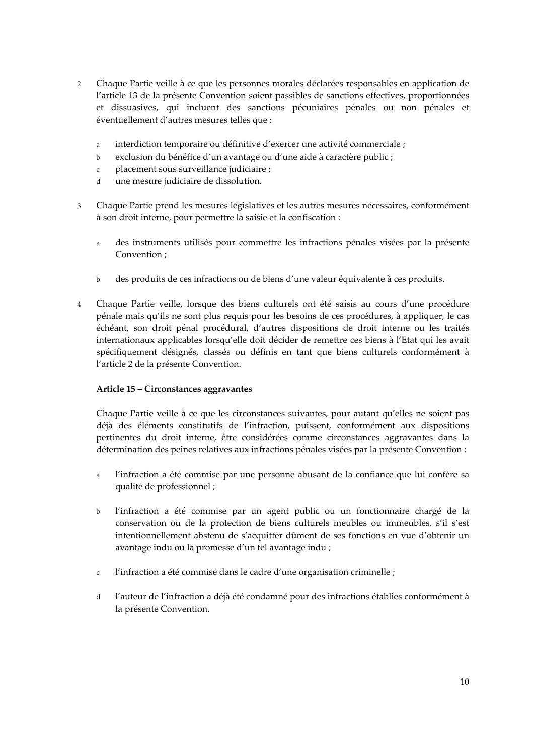2 Chaque Partie veille à ce que les personnes morales déclarées responsables en application de l'article 13 de la présente Convention soient passibles de sanctions effectives, proportionnées et dissuasives, qui incluent des sanctions pécuniaires pénales ou non pénales et éventuellement d'autres mesures telles que :

   a interdiction temporaire ou définitive d'exercer une activité commerciale ;
   b exclusion du bénéfice d'un avantage ou d'une aide à caractère public ;
   c placement sous surveillance judiciaire ;
   d une mesure judiciaire de dissolution.

3 Chaque Partie prend les mesures législatives et les autres mesures nécessaires, conformément à son droit interne, pour permettre la saisie et la confiscation :

   a des instruments utilisés pour commettre les infractions pénales visées par la présente Convention ;

   b des produits de ces infractions ou de biens d'une valeur équivalente à ces produits.

4 Chaque Partie veille, lorsque des biens culturels ont été saisis au cours d'une procédure pénale mais qu'ils ne sont plus requis pour les besoins de ces procédures, à appliquer, le cas échéant, son droit pénal procédural, d'autres dispositions de droit interne ou les traités internationaux applicables lorsqu'elle doit décider de remettre ces biens à l'Etat qui les avait spécifiquement désignés, classés ou définis en tant que biens culturels conformément à l'article 2 de la présente Convention.

**Article 15 – Circonstances aggravantes**

Chaque Partie veille à ce que les circonstances suivantes, pour autant qu'elles ne soient pas déjà des éléments constitutifs de l'infraction, puissent, conformément aux dispositions pertinentes du droit interne, être considérées comme circonstances aggravantes dans la détermination des peines relatives aux infractions pénales visées par la présente Convention :

   a l'infraction a été commise par une personne abusant de la confiance que lui confère sa qualité de professionnel ;

   b l'infraction a été commise par un agent public ou un fonctionnaire chargé de la conservation ou de la protection de biens culturels meubles ou immeubles, s'il s'est intentionnellement abstenu de s'acquitter dûment de ses fonctions en vue d'obtenir un avantage indu ou la promesse d'un tel avantage indu ;

   c l'infraction a été commise dans le cadre d'une organisation criminelle ;

   d l'auteur de l'infraction a déjà été condamné pour des infractions établies conformément à la présente Convention.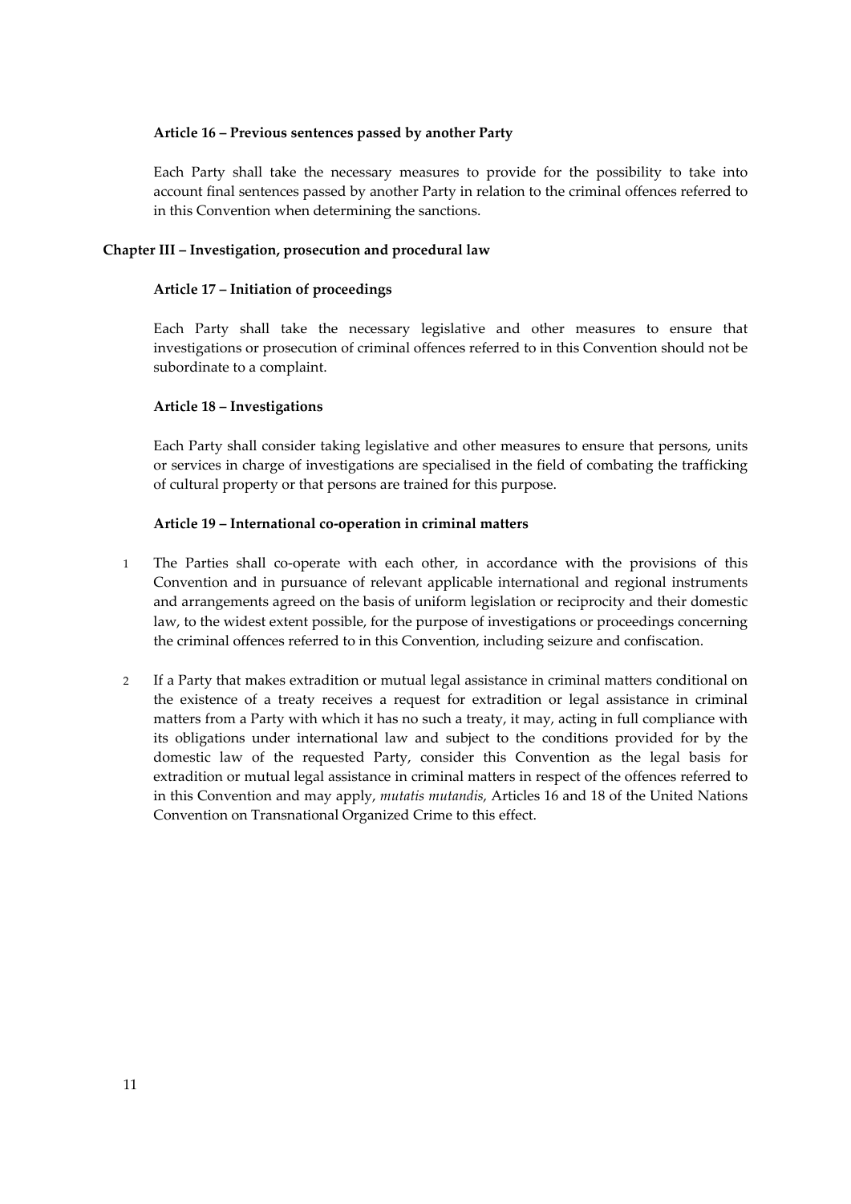### Article 16 – Previous sentences passed by another Party

Each Party shall take the necessary measures to provide for the possibility to take into account final sentences passed by another Party in relation to the criminal offences referred to in this Convention when determining the sanctions.

## Chapter III – Investigation, prosecution and procedural law

### Article 17 – Initiation of proceedings

Each Party shall take the necessary legislative and other measures to ensure that investigations or prosecution of criminal offences referred to in this Convention should not be subordinate to a complaint.

### Article 18 – Investigations

Each Party shall consider taking legislative and other measures to ensure that persons, units or services in charge of investigations are specialised in the field of combating the trafficking of cultural property or that persons are trained for this purpose.

### Article 19 – International co-operation in criminal matters

1 The Parties shall co-operate with each other, in accordance with the provisions of this Convention and in pursuance of relevant applicable international and regional instruments and arrangements agreed on the basis of uniform legislation or reciprocity and their domestic law, to the widest extent possible, for the purpose of investigations or proceedings concerning the criminal offences referred to in this Convention, including seizure and confiscation.

2 If a Party that makes extradition or mutual legal assistance in criminal matters conditional on the existence of a treaty receives a request for extradition or legal assistance in criminal matters from a Party with which it has no such a treaty, it may, acting in full compliance with its obligations under international law and subject to the conditions provided for by the domestic law of the requested Party, consider this Convention as the legal basis for extradition or mutual legal assistance in criminal matters in respect of the offences referred to in this Convention and may apply, *mutatis mutandis*, Articles 16 and 18 of the United Nations Convention on Transnational Organized Crime to this effect.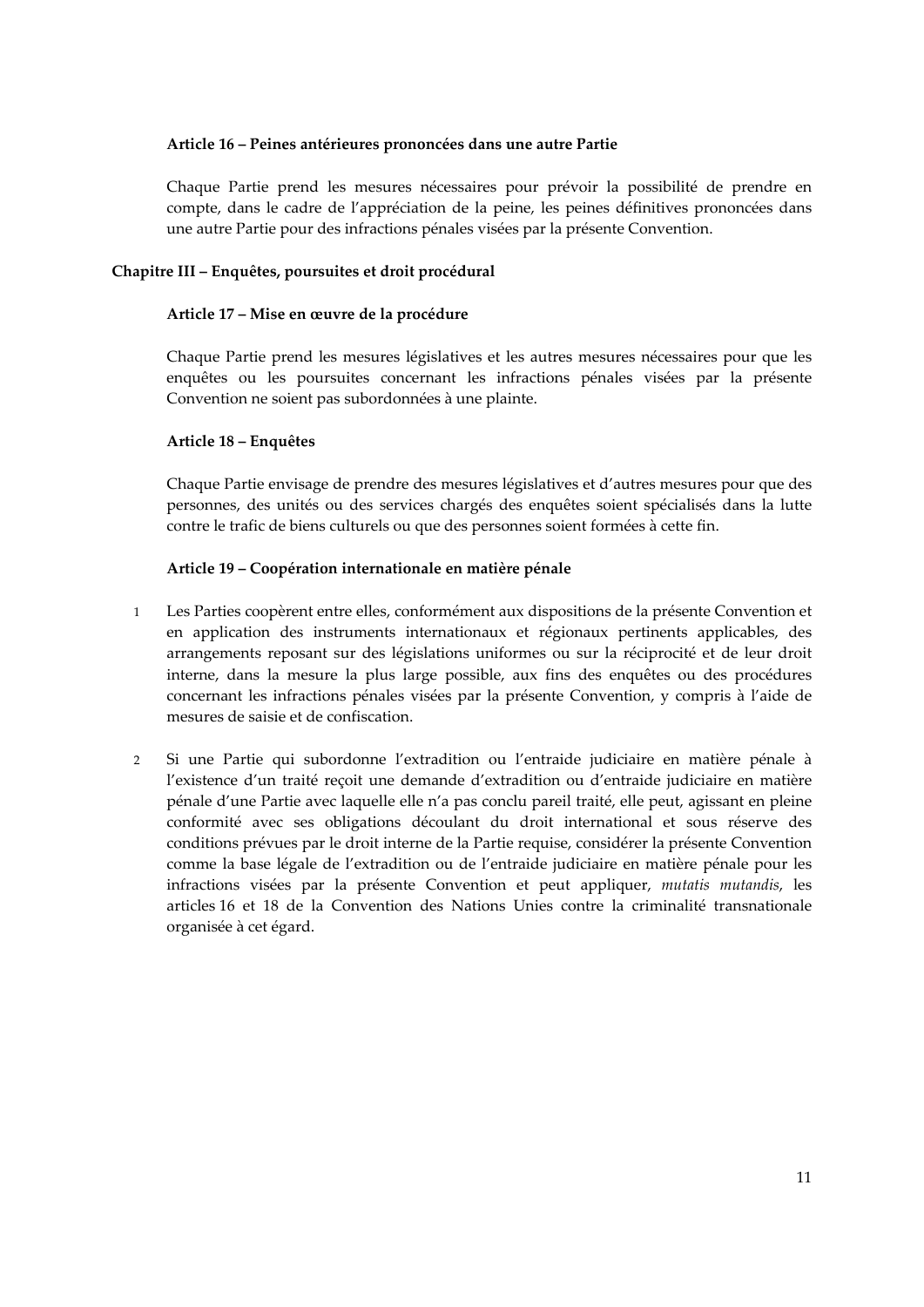### Article 16 – Peines antérieures prononcées dans une autre Partie

Chaque Partie prend les mesures nécessaires pour prévoir la possibilité de prendre en compte, dans le cadre de l'appréciation de la peine, les peines définitives prononcées dans une autre Partie pour des infractions pénales visées par la présente Convention.

## Chapitre III – Enquêtes, poursuites et droit procédural

### Article 17 – Mise en œuvre de la procédure

Chaque Partie prend les mesures législatives et les autres mesures nécessaires pour que les enquêtes ou les poursuites concernant les infractions pénales visées par la présente Convention ne soient pas subordonnées à une plainte.

### Article 18 – Enquêtes

Chaque Partie envisage de prendre des mesures législatives et d'autres mesures pour que des personnes, des unités ou des services chargés des enquêtes soient spécialisés dans la lutte contre le trafic de biens culturels ou que des personnes soient formées à cette fin.

### Article 19 – Coopération internationale en matière pénale

1 Les Parties coopèrent entre elles, conformément aux dispositions de la présente Convention et en application des instruments internationaux et régionaux pertinents applicables, des arrangements reposant sur des législations uniformes ou sur la réciprocité et de leur droit interne, dans la mesure la plus large possible, aux fins des enquêtes ou des procédures concernant les infractions pénales visées par la présente Convention, y compris à l'aide de mesures de saisie et de confiscation.

2 Si une Partie qui subordonne l'extradition ou l'entraide judiciaire en matière pénale à l'existence d'un traité reçoit une demande d'extradition ou d'entraide judiciaire en matière pénale d'une Partie avec laquelle elle n'a pas conclu pareil traité, elle peut, agissant en pleine conformité avec ses obligations découlant du droit international et sous réserve des conditions prévues par le droit interne de la Partie requise, considérer la présente Convention comme la base légale de l'extradition ou de l'entraide judiciaire en matière pénale pour les infractions visées par la présente Convention et peut appliquer, *mutatis mutandis*, les articles 16 et 18 de la Convention des Nations Unies contre la criminalité transnationale organisée à cet égard.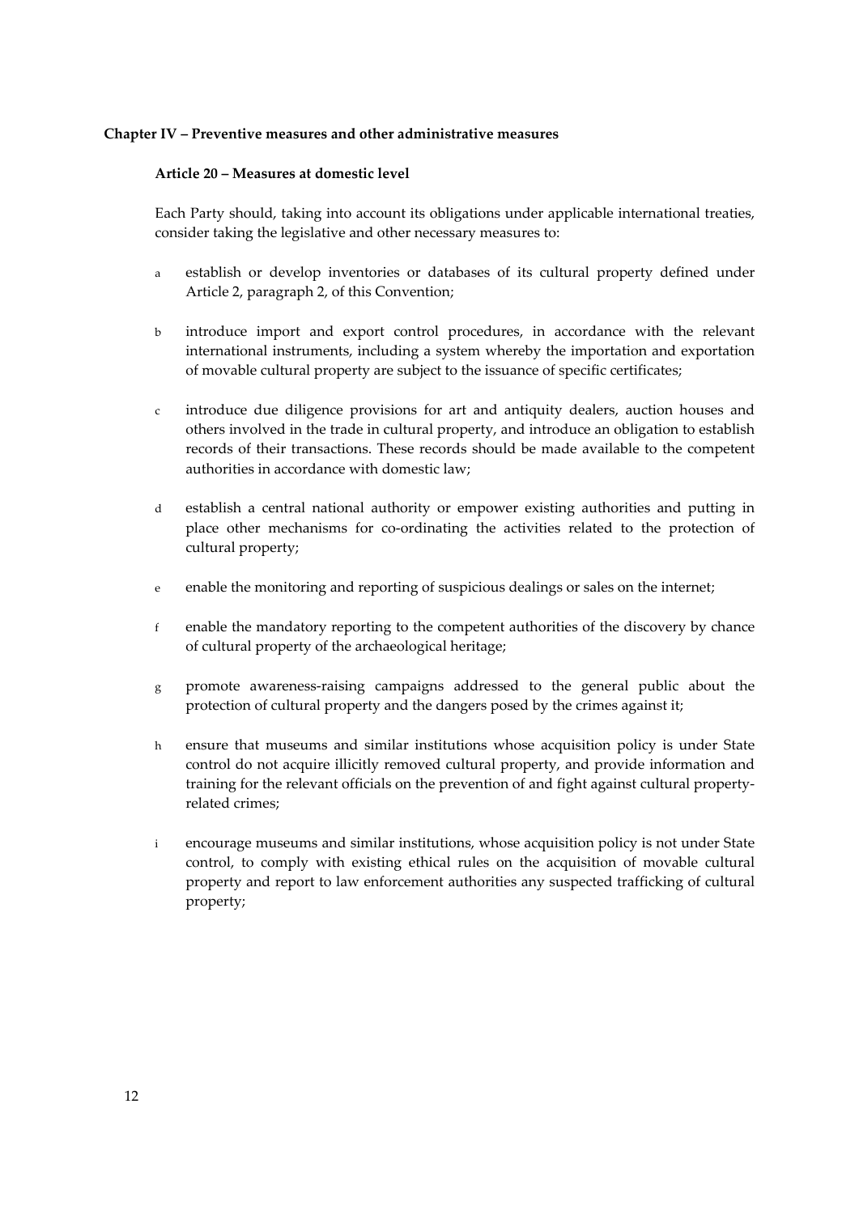## Chapter IV – Preventive measures and other administrative measures

### Article 20 – Measures at domestic level

Each Party should, taking into account its obligations under applicable international treaties, consider taking the legislative and other necessary measures to:

a establish or develop inventories or databases of its cultural property defined under Article 2, paragraph 2, of this Convention;

b introduce import and export control procedures, in accordance with the relevant international instruments, including a system whereby the importation and exportation of movable cultural property are subject to the issuance of specific certificates;

c introduce due diligence provisions for art and antiquity dealers, auction houses and others involved in the trade in cultural property, and introduce an obligation to establish records of their transactions. These records should be made available to the competent authorities in accordance with domestic law;

d establish a central national authority or empower existing authorities and putting in place other mechanisms for co-ordinating the activities related to the protection of cultural property;

e enable the monitoring and reporting of suspicious dealings or sales on the internet;

f enable the mandatory reporting to the competent authorities of the discovery by chance of cultural property of the archaeological heritage;

g promote awareness-raising campaigns addressed to the general public about the protection of cultural property and the dangers posed by the crimes against it;

h ensure that museums and similar institutions whose acquisition policy is under State control do not acquire illicitly removed cultural property, and provide information and training for the relevant officials on the prevention of and fight against cultural property-related crimes;

i encourage museums and similar institutions, whose acquisition policy is not under State control, to comply with existing ethical rules on the acquisition of movable cultural property and report to law enforcement authorities any suspected trafficking of cultural property;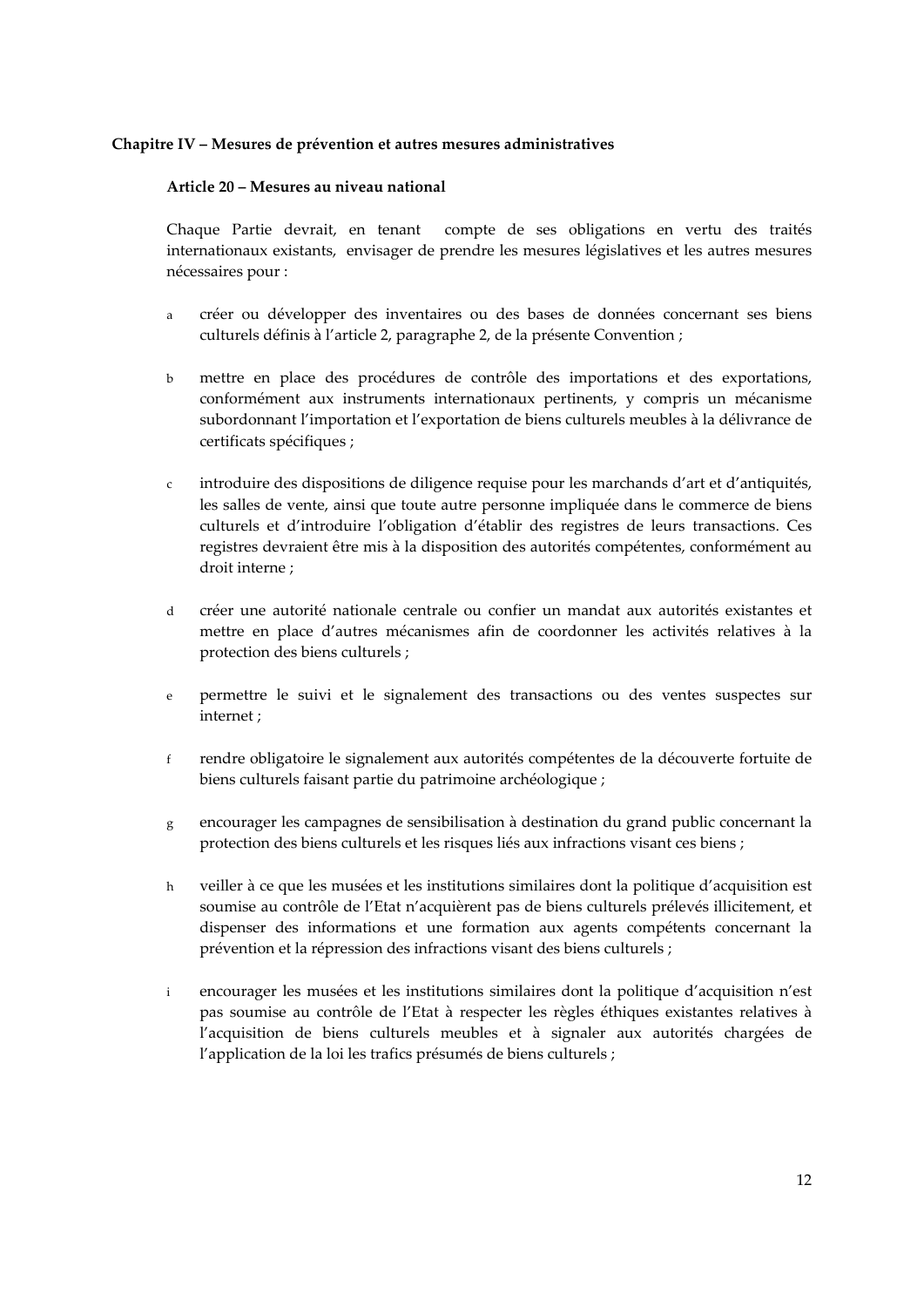## Chapitre IV – Mesures de prévention et autres mesures administratives

### Article 20 – Mesures au niveau national

Chaque Partie devrait, en tenant compte de ses obligations en vertu des traités internationaux existants, envisager de prendre les mesures législatives et les autres mesures nécessaires pour :

a créer ou développer des inventaires ou des bases de données concernant ses biens culturels définis à l'article 2, paragraphe 2, de la présente Convention ;

b mettre en place des procédures de contrôle des importations et des exportations, conformément aux instruments internationaux pertinents, y compris un mécanisme subordonnant l'importation et l'exportation de biens culturels meubles à la délivrance de certificats spécifiques ;

c introduire des dispositions de diligence requise pour les marchands d'art et d'antiquités, les salles de vente, ainsi que toute autre personne impliquée dans le commerce de biens culturels et d'introduire l'obligation d'établir des registres de leurs transactions. Ces registres devraient être mis à la disposition des autorités compétentes, conformément au droit interne ;

d créer une autorité nationale centrale ou confier un mandat aux autorités existantes et mettre en place d'autres mécanismes afin de coordonner les activités relatives à la protection des biens culturels ;

e permettre le suivi et le signalement des transactions ou des ventes suspectes sur internet ;

f rendre obligatoire le signalement aux autorités compétentes de la découverte fortuite de biens culturels faisant partie du patrimoine archéologique ;

g encourager les campagnes de sensibilisation à destination du grand public concernant la protection des biens culturels et les risques liés aux infractions visant ces biens ;

h veiller à ce que les musées et les institutions similaires dont la politique d'acquisition est soumise au contrôle de l'Etat n'acquièrent pas de biens culturels prélevés illicitement, et dispenser des informations et une formation aux agents compétents concernant la prévention et la répression des infractions visant des biens culturels ;

i encourager les musées et les institutions similaires dont la politique d'acquisition n'est pas soumise au contrôle de l'Etat à respecter les règles éthiques existantes relatives à l'acquisition de biens culturels meubles et à signaler aux autorités chargées de l'application de la loi les trafics présumés de biens culturels ;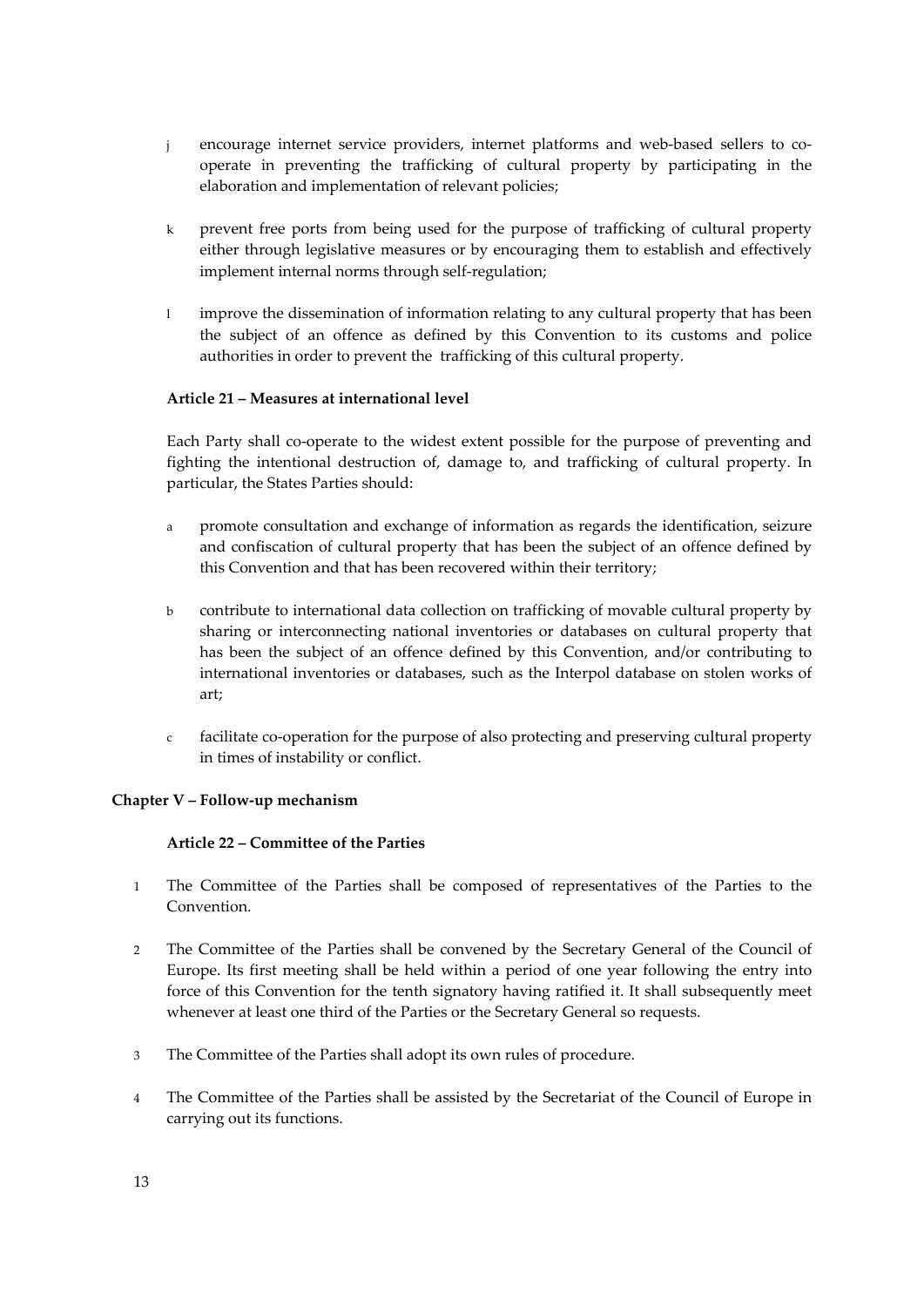j encourage internet service providers, internet platforms and web-based sellers to co-operate in preventing the trafficking of cultural property by participating in the elaboration and implementation of relevant policies;

k prevent free ports from being used for the purpose of trafficking of cultural property either through legislative measures or by encouraging them to establish and effectively implement internal norms through self-regulation;

l improve the dissemination of information relating to any cultural property that has been the subject of an offence as defined by this Convention to its customs and police authorities in order to prevent the trafficking of this cultural property.

**Article 21 – Measures at international level**

Each Party shall co-operate to the widest extent possible for the purpose of preventing and fighting the intentional destruction of, damage to, and trafficking of cultural property. In particular, the States Parties should:

a promote consultation and exchange of information as regards the identification, seizure and confiscation of cultural property that has been the subject of an offence defined by this Convention and that has been recovered within their territory;

b contribute to international data collection on trafficking of movable cultural property by sharing or interconnecting national inventories or databases on cultural property that has been the subject of an offence defined by this Convention, and/or contributing to international inventories or databases, such as the Interpol database on stolen works of art;

c facilitate co-operation for the purpose of also protecting and preserving cultural property in times of instability or conflict.

## Chapter V – Follow-up mechanism

**Article 22 – Committee of the Parties**

1 The Committee of the Parties shall be composed of representatives of the Parties to the Convention.

2 The Committee of the Parties shall be convened by the Secretary General of the Council of Europe. Its first meeting shall be held within a period of one year following the entry into force of this Convention for the tenth signatory having ratified it. It shall subsequently meet whenever at least one third of the Parties or the Secretary General so requests.

3 The Committee of the Parties shall adopt its own rules of procedure.

4 The Committee of the Parties shall be assisted by the Secretariat of the Council of Europe in carrying out its functions.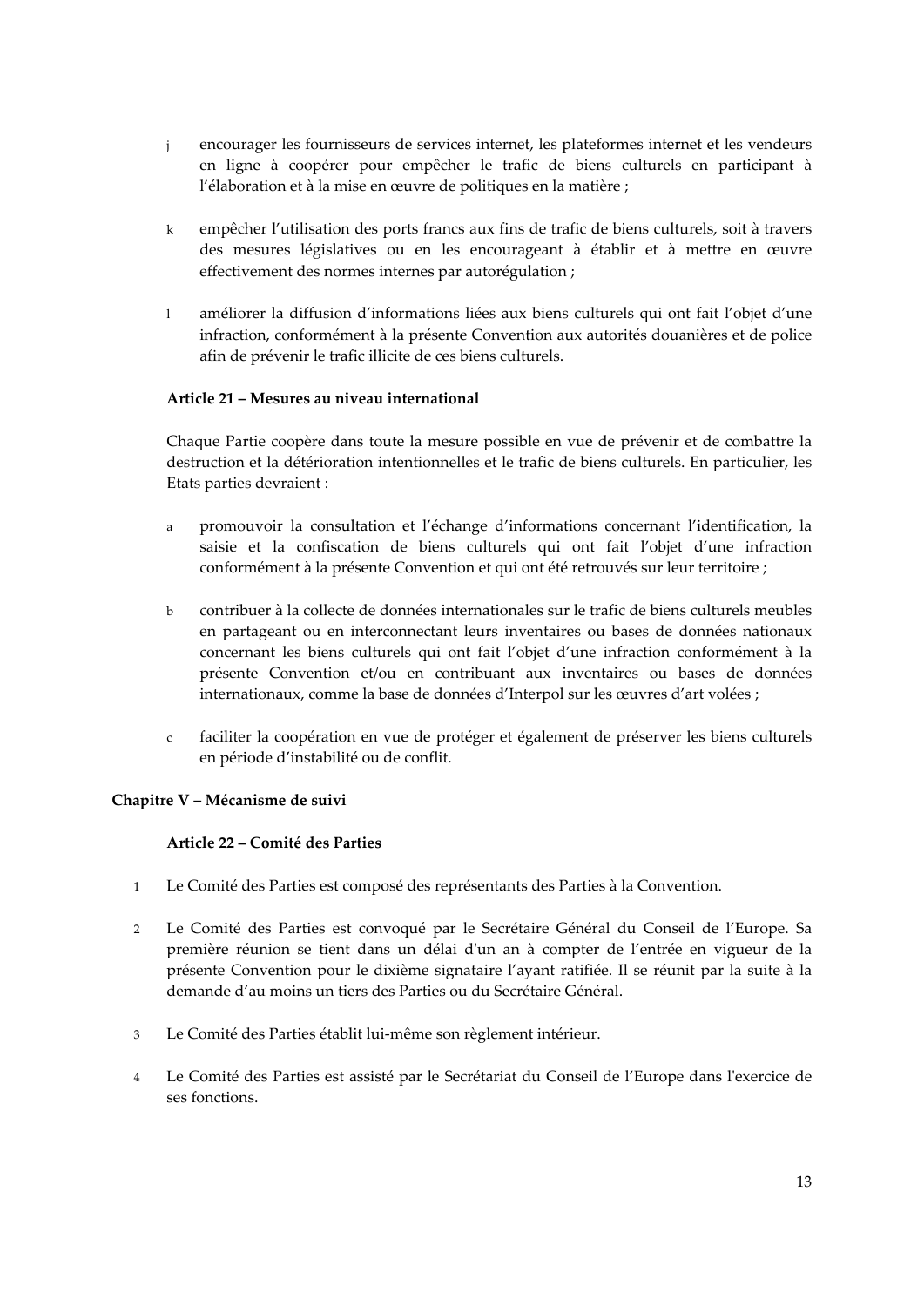j encourager les fournisseurs de services internet, les plateformes internet et les vendeurs en ligne à coopérer pour empêcher le trafic de biens culturels en participant à l'élaboration et à la mise en œuvre de politiques en la matière ;

k empêcher l'utilisation des ports francs aux fins de trafic de biens culturels, soit à travers des mesures législatives ou en les encourageant à établir et à mettre en œuvre effectivement des normes internes par autorégulation ;

l améliorer la diffusion d'informations liées aux biens culturels qui ont fait l'objet d'une infraction, conformément à la présente Convention aux autorités douanières et de police afin de prévenir le trafic illicite de ces biens culturels.

**Article 21 – Mesures au niveau international**

Chaque Partie coopère dans toute la mesure possible en vue de prévenir et de combattre la destruction et la détérioration intentionnelles et le trafic de biens culturels. En particulier, les Etats parties devraient :

a promouvoir la consultation et l'échange d'informations concernant l'identification, la saisie et la confiscation de biens culturels qui ont fait l'objet d'une infraction conformément à la présente Convention et qui ont été retrouvés sur leur territoire ;

b contribuer à la collecte de données internationales sur le trafic de biens culturels meubles en partageant ou en interconnectant leurs inventaires ou bases de données nationaux concernant les biens culturels qui ont fait l'objet d'une infraction conformément à la présente Convention et/ou en contribuant aux inventaires ou bases de données internationaux, comme la base de données d'Interpol sur les œuvres d'art volées ;

c faciliter la coopération en vue de protéger et également de préserver les biens culturels en période d'instabilité ou de conflit.

## Chapitre V – Mécanisme de suivi

**Article 22 – Comité des Parties**

1 Le Comité des Parties est composé des représentants des Parties à la Convention.

2 Le Comité des Parties est convoqué par le Secrétaire Général du Conseil de l'Europe. Sa première réunion se tient dans un délai d'un an à compter de l'entrée en vigueur de la présente Convention pour le dixième signataire l'ayant ratifiée. Il se réunit par la suite à la demande d'au moins un tiers des Parties ou du Secrétaire Général.

3 Le Comité des Parties établit lui-même son règlement intérieur.

4 Le Comité des Parties est assisté par le Secrétariat du Conseil de l'Europe dans l'exercice de ses fonctions.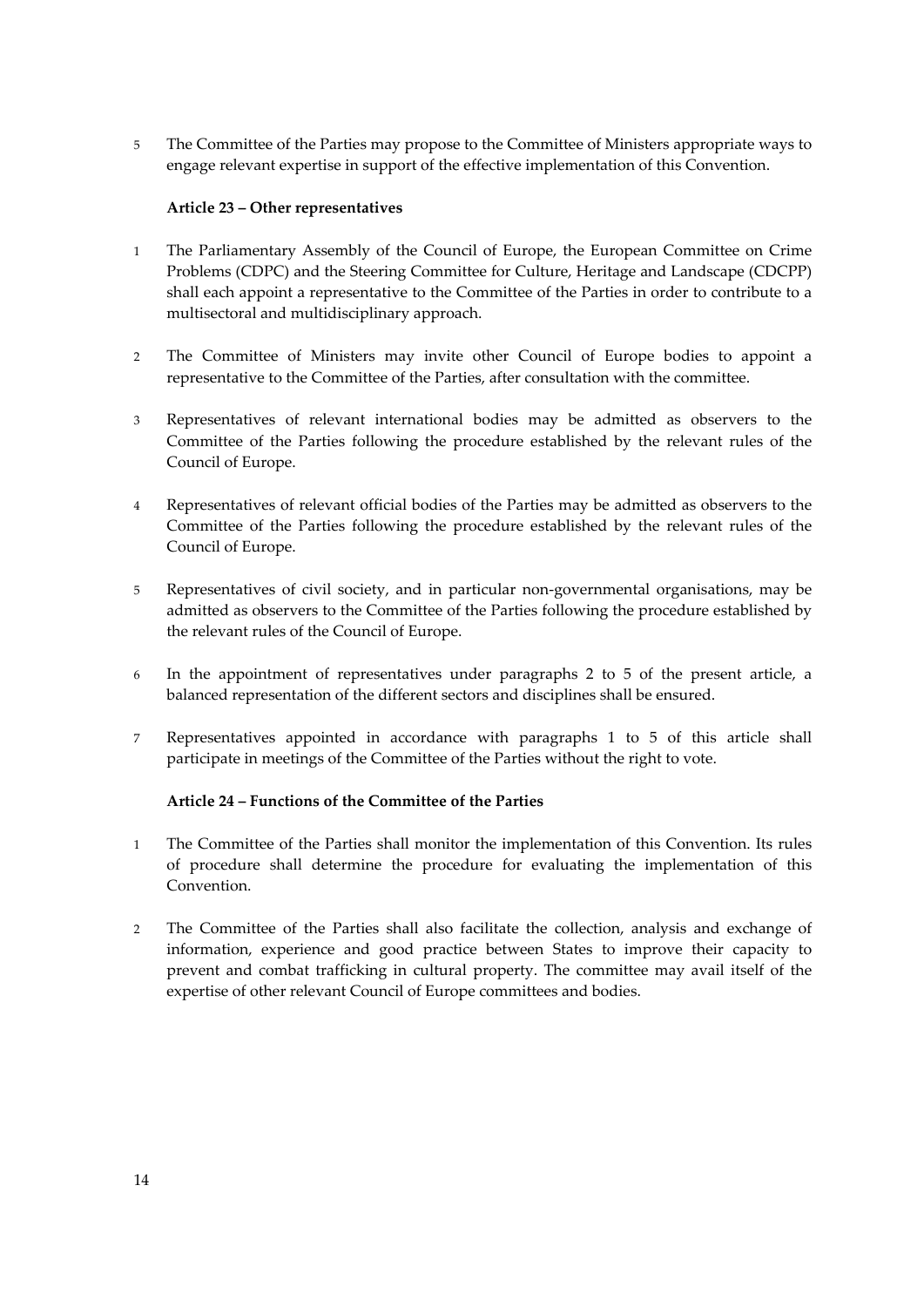5 The Committee of the Parties may propose to the Committee of Ministers appropriate ways to engage relevant expertise in support of the effective implementation of this Convention.

**Article 23 – Other representatives**

1 The Parliamentary Assembly of the Council of Europe, the European Committee on Crime Problems (CDPC) and the Steering Committee for Culture, Heritage and Landscape (CDCPP) shall each appoint a representative to the Committee of the Parties in order to contribute to a multisectoral and multidisciplinary approach.

2 The Committee of Ministers may invite other Council of Europe bodies to appoint a representative to the Committee of the Parties, after consultation with the committee.

3 Representatives of relevant international bodies may be admitted as observers to the Committee of the Parties following the procedure established by the relevant rules of the Council of Europe.

4 Representatives of relevant official bodies of the Parties may be admitted as observers to the Committee of the Parties following the procedure established by the relevant rules of the Council of Europe.

5 Representatives of civil society, and in particular non-governmental organisations, may be admitted as observers to the Committee of the Parties following the procedure established by the relevant rules of the Council of Europe.

6 In the appointment of representatives under paragraphs 2 to 5 of the present article, a balanced representation of the different sectors and disciplines shall be ensured.

7 Representatives appointed in accordance with paragraphs 1 to 5 of this article shall participate in meetings of the Committee of the Parties without the right to vote.

**Article 24 – Functions of the Committee of the Parties**

1 The Committee of the Parties shall monitor the implementation of this Convention. Its rules of procedure shall determine the procedure for evaluating the implementation of this Convention.

2 The Committee of the Parties shall also facilitate the collection, analysis and exchange of information, experience and good practice between States to improve their capacity to prevent and combat trafficking in cultural property. The committee may avail itself of the expertise of other relevant Council of Europe committees and bodies.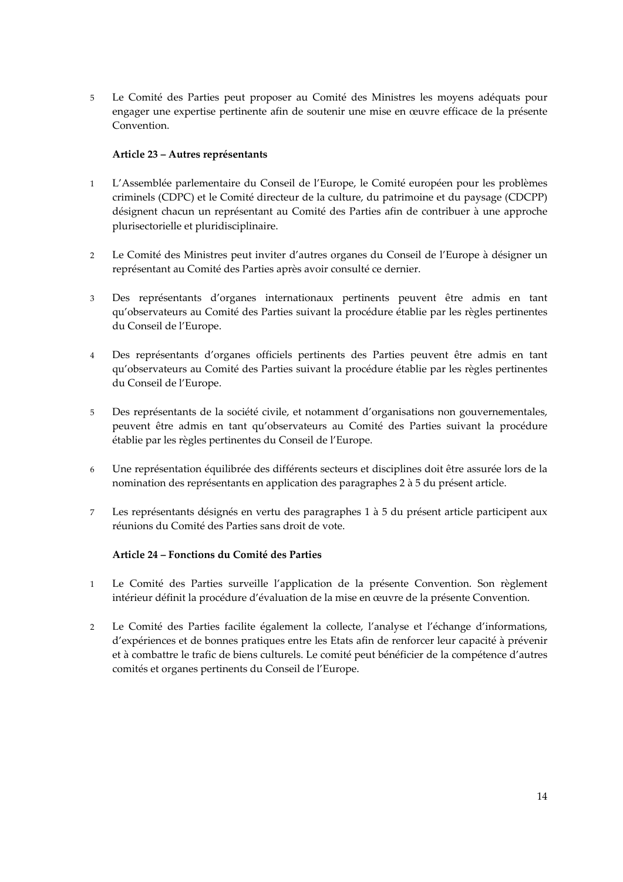5 Le Comité des Parties peut proposer au Comité des Ministres les moyens adéquats pour engager une expertise pertinente afin de soutenir une mise en œuvre efficace de la présente Convention.

**Article 23 – Autres représentants**

1 L'Assemblée parlementaire du Conseil de l'Europe, le Comité européen pour les problèmes criminels (CDPC) et le Comité directeur de la culture, du patrimoine et du paysage (CDCPP) désignent chacun un représentant au Comité des Parties afin de contribuer à une approche plurisectorielle et pluridisciplinaire.

2 Le Comité des Ministres peut inviter d'autres organes du Conseil de l'Europe à désigner un représentant au Comité des Parties après avoir consulté ce dernier.

3 Des représentants d'organes internationaux pertinents peuvent être admis en tant qu'observateurs au Comité des Parties suivant la procédure établie par les règles pertinentes du Conseil de l'Europe.

4 Des représentants d'organes officiels pertinents des Parties peuvent être admis en tant qu'observateurs au Comité des Parties suivant la procédure établie par les règles pertinentes du Conseil de l'Europe.

5 Des représentants de la société civile, et notamment d'organisations non gouvernementales, peuvent être admis en tant qu'observateurs au Comité des Parties suivant la procédure établie par les règles pertinentes du Conseil de l'Europe.

6 Une représentation équilibrée des différents secteurs et disciplines doit être assurée lors de la nomination des représentants en application des paragraphes 2 à 5 du présent article.

7 Les représentants désignés en vertu des paragraphes 1 à 5 du présent article participent aux réunions du Comité des Parties sans droit de vote.

**Article 24 – Fonctions du Comité des Parties**

1 Le Comité des Parties surveille l'application de la présente Convention. Son règlement intérieur définit la procédure d'évaluation de la mise en œuvre de la présente Convention.

2 Le Comité des Parties facilite également la collecte, l'analyse et l'échange d'informations, d'expériences et de bonnes pratiques entre les Etats afin de renforcer leur capacité à prévenir et à combattre le trafic de biens culturels. Le comité peut bénéficier de la compétence d'autres comités et organes pertinents du Conseil de l'Europe.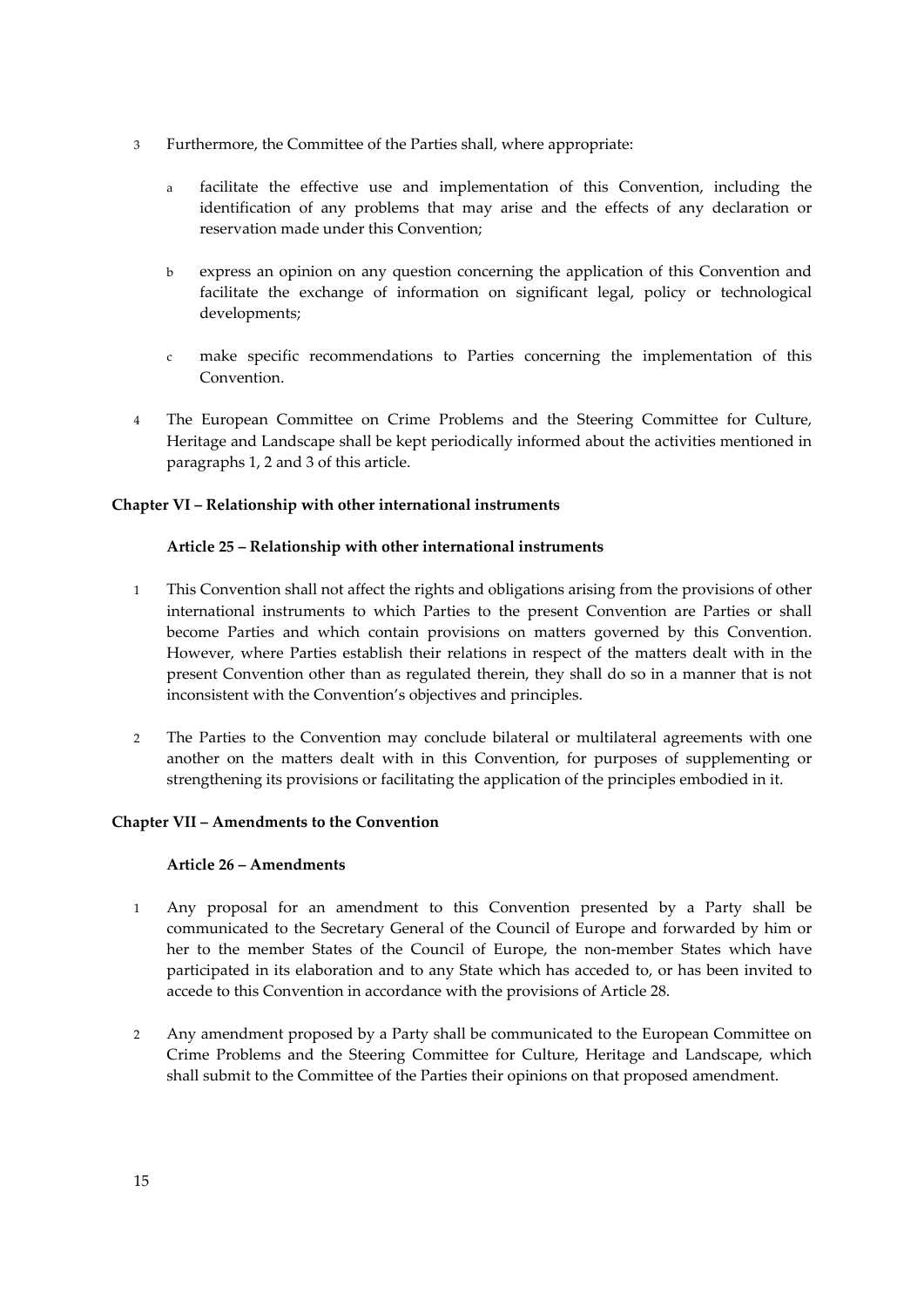3 Furthermore, the Committee of the Parties shall, where appropriate:

   a facilitate the effective use and implementation of this Convention, including the identification of any problems that may arise and the effects of any declaration or reservation made under this Convention;

   b express an opinion on any question concerning the application of this Convention and facilitate the exchange of information on significant legal, policy or technological developments;

   c make specific recommendations to Parties concerning the implementation of this Convention.

4 The European Committee on Crime Problems and the Steering Committee for Culture, Heritage and Landscape shall be kept periodically informed about the activities mentioned in paragraphs 1, 2 and 3 of this article.

## Chapter VI – Relationship with other international instruments

### Article 25 – Relationship with other international instruments

1 This Convention shall not affect the rights and obligations arising from the provisions of other international instruments to which Parties to the present Convention are Parties or shall become Parties and which contain provisions on matters governed by this Convention. However, where Parties establish their relations in respect of the matters dealt with in the present Convention other than as regulated therein, they shall do so in a manner that is not inconsistent with the Convention's objectives and principles.

2 The Parties to the Convention may conclude bilateral or multilateral agreements with one another on the matters dealt with in this Convention, for purposes of supplementing or strengthening its provisions or facilitating the application of the principles embodied in it.

## Chapter VII – Amendments to the Convention

### Article 26 – Amendments

1 Any proposal for an amendment to this Convention presented by a Party shall be communicated to the Secretary General of the Council of Europe and forwarded by him or her to the member States of the Council of Europe, the non-member States which have participated in its elaboration and to any State which has acceded to, or has been invited to accede to this Convention in accordance with the provisions of Article 28.

2 Any amendment proposed by a Party shall be communicated to the European Committee on Crime Problems and the Steering Committee for Culture, Heritage and Landscape, which shall submit to the Committee of the Parties their opinions on that proposed amendment.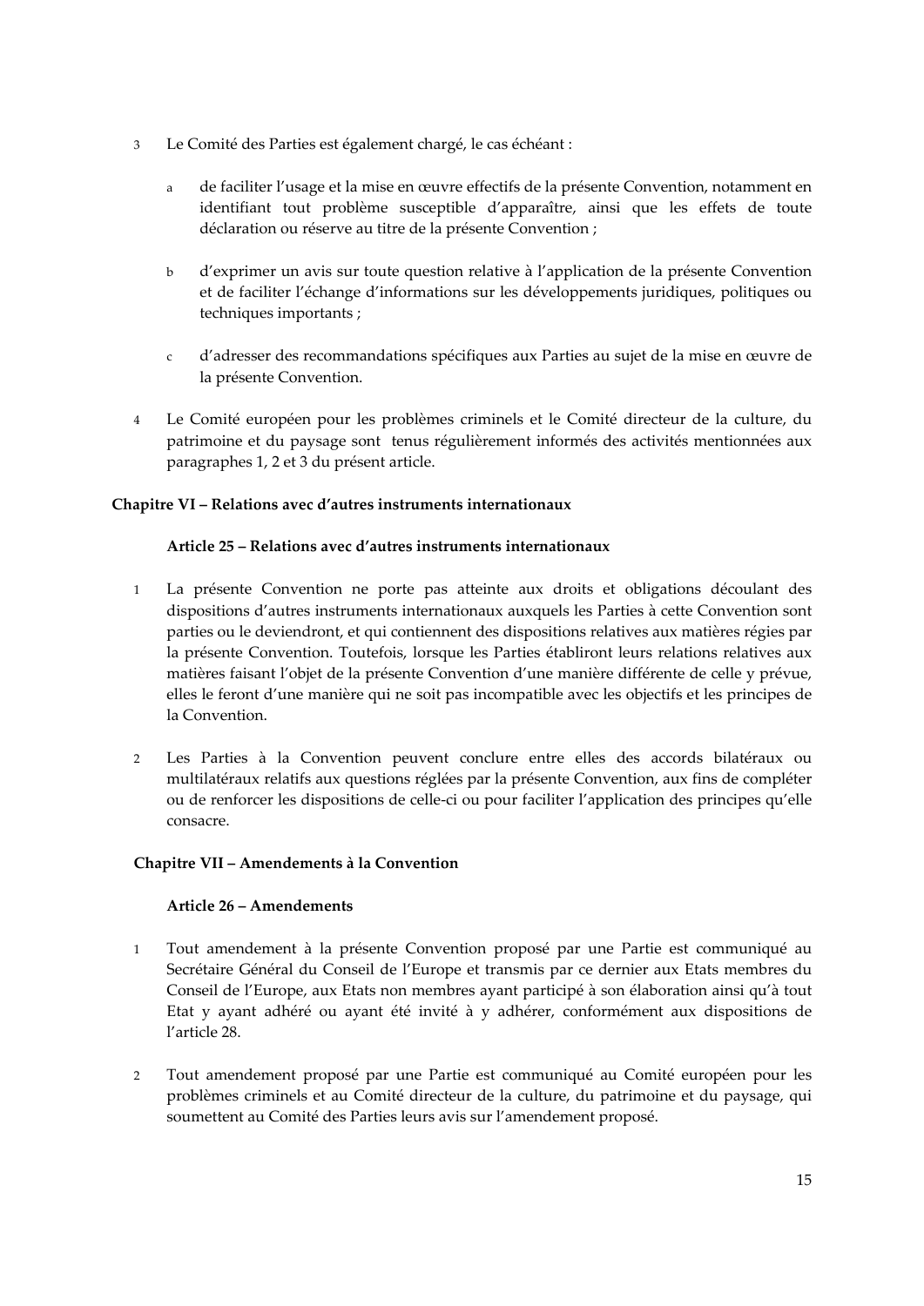3 Le Comité des Parties est également chargé, le cas échéant :

a de faciliter l'usage et la mise en œuvre effectifs de la présente Convention, notamment en identifiant tout problème susceptible d'apparaître, ainsi que les effets de toute déclaration ou réserve au titre de la présente Convention ;

b d'exprimer un avis sur toute question relative à l'application de la présente Convention et de faciliter l'échange d'informations sur les développements juridiques, politiques ou techniques importants ;

c d'adresser des recommandations spécifiques aux Parties au sujet de la mise en œuvre de la présente Convention.

4 Le Comité européen pour les problèmes criminels et le Comité directeur de la culture, du patrimoine et du paysage sont tenus régulièrement informés des activités mentionnées aux paragraphes 1, 2 et 3 du présent article.

## Chapitre VI – Relations avec d'autres instruments internationaux

### Article 25 – Relations avec d'autres instruments internationaux

1 La présente Convention ne porte pas atteinte aux droits et obligations découlant des dispositions d'autres instruments internationaux auxquels les Parties à cette Convention sont parties ou le deviendront, et qui contiennent des dispositions relatives aux matières régies par la présente Convention. Toutefois, lorsque les Parties établiront leurs relations relatives aux matières faisant l'objet de la présente Convention d'une manière différente de celle y prévue, elles le feront d'une manière qui ne soit pas incompatible avec les objectifs et les principes de la Convention.

2 Les Parties à la Convention peuvent conclure entre elles des accords bilatéraux ou multilatéraux relatifs aux questions réglées par la présente Convention, aux fins de compléter ou de renforcer les dispositions de celle-ci ou pour faciliter l'application des principes qu'elle consacre.

## Chapitre VII – Amendements à la Convention

### Article 26 – Amendements

1 Tout amendement à la présente Convention proposé par une Partie est communiqué au Secrétaire Général du Conseil de l'Europe et transmis par ce dernier aux Etats membres du Conseil de l'Europe, aux Etats non membres ayant participé à son élaboration ainsi qu'à tout Etat y ayant adhéré ou ayant été invité à y adhérer, conformément aux dispositions de l'article 28.

2 Tout amendement proposé par une Partie est communiqué au Comité européen pour les problèmes criminels et au Comité directeur de la culture, du patrimoine et du paysage, qui soumettent au Comité des Parties leurs avis sur l'amendement proposé.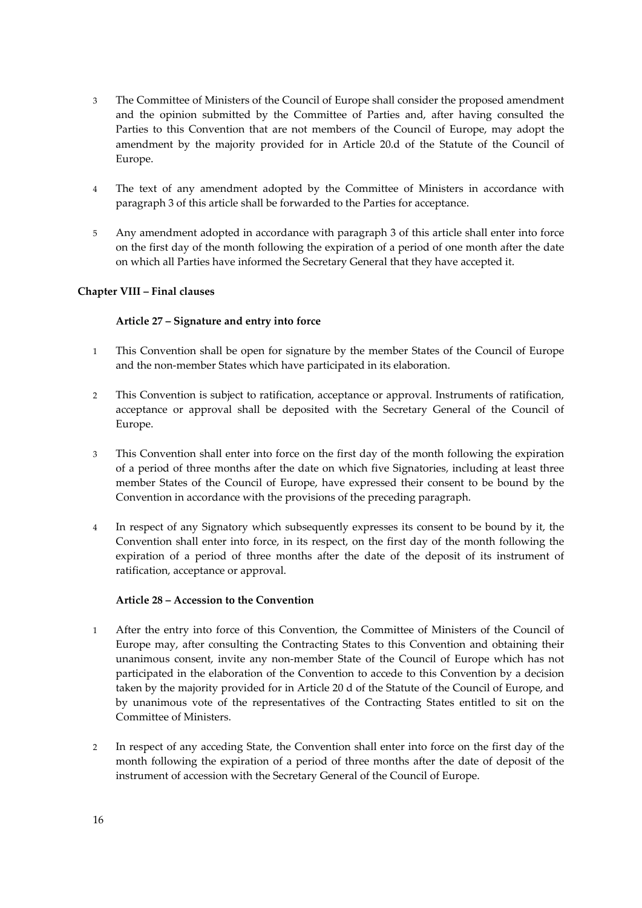3 The Committee of Ministers of the Council of Europe shall consider the proposed amendment and the opinion submitted by the Committee of Parties and, after having consulted the Parties to this Convention that are not members of the Council of Europe, may adopt the amendment by the majority provided for in Article 20.d of the Statute of the Council of Europe.

4 The text of any amendment adopted by the Committee of Ministers in accordance with paragraph 3 of this article shall be forwarded to the Parties for acceptance.

5 Any amendment adopted in accordance with paragraph 3 of this article shall enter into force on the first day of the month following the expiration of a period of one month after the date on which all Parties have informed the Secretary General that they have accepted it.

## Chapter VIII – Final clauses

### Article 27 – Signature and entry into force

1 This Convention shall be open for signature by the member States of the Council of Europe and the non-member States which have participated in its elaboration.

2 This Convention is subject to ratification, acceptance or approval. Instruments of ratification, acceptance or approval shall be deposited with the Secretary General of the Council of Europe.

3 This Convention shall enter into force on the first day of the month following the expiration of a period of three months after the date on which five Signatories, including at least three member States of the Council of Europe, have expressed their consent to be bound by the Convention in accordance with the provisions of the preceding paragraph.

4 In respect of any Signatory which subsequently expresses its consent to be bound by it, the Convention shall enter into force, in its respect, on the first day of the month following the expiration of a period of three months after the date of the deposit of its instrument of ratification, acceptance or approval.

### Article 28 – Accession to the Convention

1 After the entry into force of this Convention, the Committee of Ministers of the Council of Europe may, after consulting the Contracting States to this Convention and obtaining their unanimous consent, invite any non-member State of the Council of Europe which has not participated in the elaboration of the Convention to accede to this Convention by a decision taken by the majority provided for in Article 20 d of the Statute of the Council of Europe, and by unanimous vote of the representatives of the Contracting States entitled to sit on the Committee of Ministers.

2 In respect of any acceding State, the Convention shall enter into force on the first day of the month following the expiration of a period of three months after the date of deposit of the instrument of accession with the Secretary General of the Council of Europe.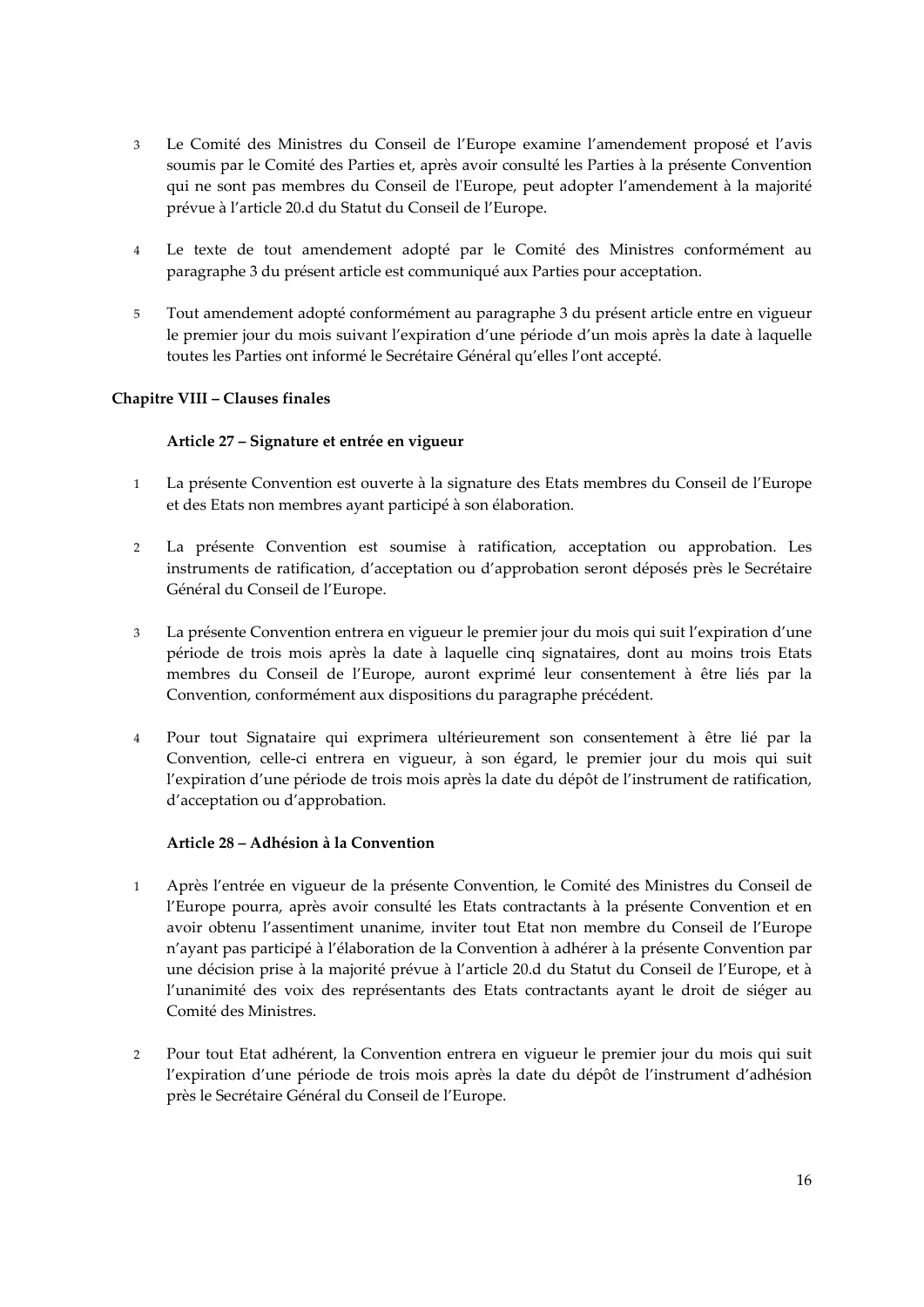3 Le Comité des Ministres du Conseil de l'Europe examine l'amendement proposé et l'avis soumis par le Comité des Parties et, après avoir consulté les Parties à la présente Convention qui ne sont pas membres du Conseil de l'Europe, peut adopter l'amendement à la majorité prévue à l'article 20.d du Statut du Conseil de l'Europe.

4 Le texte de tout amendement adopté par le Comité des Ministres conformément au paragraphe 3 du présent article est communiqué aux Parties pour acceptation.

5 Tout amendement adopté conformément au paragraphe 3 du présent article entre en vigueur le premier jour du mois suivant l'expiration d'une période d'un mois après la date à laquelle toutes les Parties ont informé le Secrétaire Général qu'elles l'ont accepté.

## Chapitre VIII – Clauses finales

### Article 27 – Signature et entrée en vigueur

1 La présente Convention est ouverte à la signature des Etats membres du Conseil de l'Europe et des Etats non membres ayant participé à son élaboration.

2 La présente Convention est soumise à ratification, acceptation ou approbation. Les instruments de ratification, d'acceptation ou d'approbation seront déposés près le Secrétaire Général du Conseil de l'Europe.

3 La présente Convention entrera en vigueur le premier jour du mois qui suit l'expiration d'une période de trois mois après la date à laquelle cinq signataires, dont au moins trois Etats membres du Conseil de l'Europe, auront exprimé leur consentement à être liés par la Convention, conformément aux dispositions du paragraphe précédent.

4 Pour tout Signataire qui exprimera ultérieurement son consentement à être lié par la Convention, celle-ci entrera en vigueur, à son égard, le premier jour du mois qui suit l'expiration d'une période de trois mois après la date du dépôt de l'instrument de ratification, d'acceptation ou d'approbation.

### Article 28 – Adhésion à la Convention

1 Après l'entrée en vigueur de la présente Convention, le Comité des Ministres du Conseil de l'Europe pourra, après avoir consulté les Etats contractants à la présente Convention et en avoir obtenu l'assentiment unanime, inviter tout Etat non membre du Conseil de l'Europe n'ayant pas participé à l'élaboration de la Convention à adhérer à la présente Convention par une décision prise à la majorité prévue à l'article 20.d du Statut du Conseil de l'Europe, et à l'unanimité des voix des représentants des Etats contractants ayant le droit de siéger au Comité des Ministres.

2 Pour tout Etat adhérent, la Convention entrera en vigueur le premier jour du mois qui suit l'expiration d'une période de trois mois après la date du dépôt de l'instrument d'adhésion près le Secrétaire Général du Conseil de l'Europe.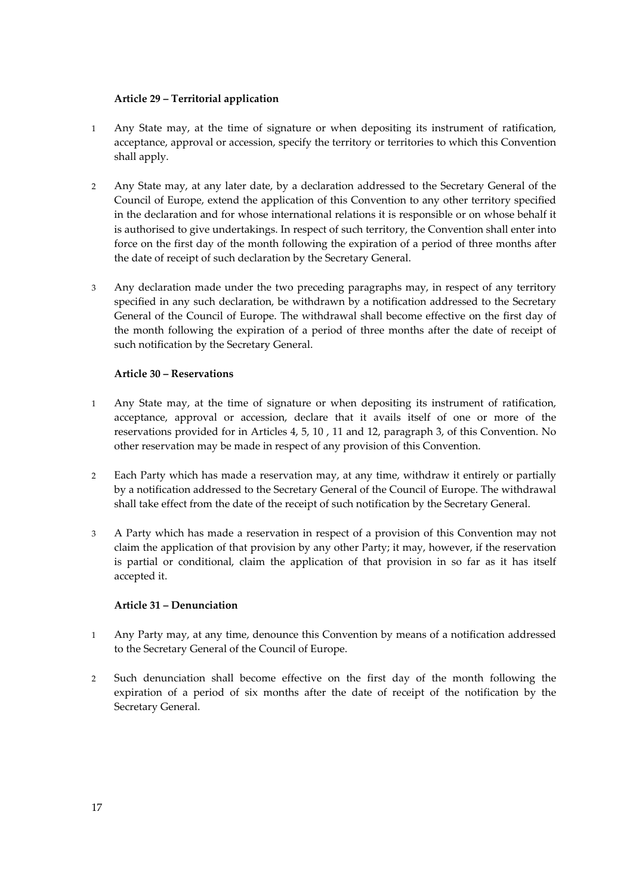#### Article 29 – Territorial application

1 Any State may, at the time of signature or when depositing its instrument of ratification, acceptance, approval or accession, specify the territory or territories to which this Convention shall apply.

2 Any State may, at any later date, by a declaration addressed to the Secretary General of the Council of Europe, extend the application of this Convention to any other territory specified in the declaration and for whose international relations it is responsible or on whose behalf it is authorised to give undertakings. In respect of such territory, the Convention shall enter into force on the first day of the month following the expiration of a period of three months after the date of receipt of such declaration by the Secretary General.

3 Any declaration made under the two preceding paragraphs may, in respect of any territory specified in any such declaration, be withdrawn by a notification addressed to the Secretary General of the Council of Europe. The withdrawal shall become effective on the first day of the month following the expiration of a period of three months after the date of receipt of such notification by the Secretary General.

#### Article 30 – Reservations

1 Any State may, at the time of signature or when depositing its instrument of ratification, acceptance, approval or accession, declare that it avails itself of one or more of the reservations provided for in Articles 4, 5, 10 , 11 and 12, paragraph 3, of this Convention. No other reservation may be made in respect of any provision of this Convention.

2 Each Party which has made a reservation may, at any time, withdraw it entirely or partially by a notification addressed to the Secretary General of the Council of Europe. The withdrawal shall take effect from the date of the receipt of such notification by the Secretary General.

3 A Party which has made a reservation in respect of a provision of this Convention may not claim the application of that provision by any other Party; it may, however, if the reservation is partial or conditional, claim the application of that provision in so far as it has itself accepted it.

#### Article 31 – Denunciation

1 Any Party may, at any time, denounce this Convention by means of a notification addressed to the Secretary General of the Council of Europe.

2 Such denunciation shall become effective on the first day of the month following the expiration of a period of six months after the date of receipt of the notification by the Secretary General.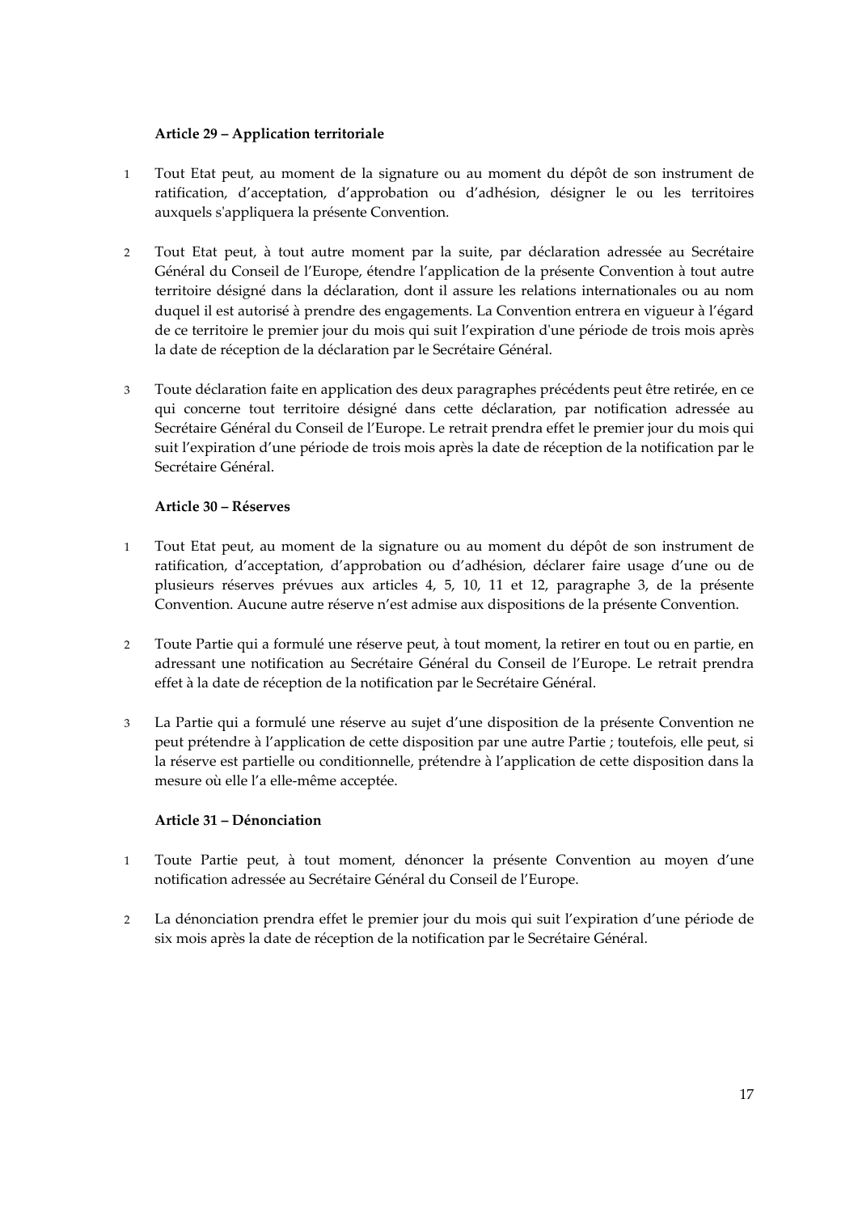#### Article 29 – Application territoriale

1. Tout Etat peut, au moment de la signature ou au moment du dépôt de son instrument de ratification, d'acceptation, d'approbation ou d'adhésion, désigner le ou les territoires auxquels s'appliquera la présente Convention.

2. Tout Etat peut, à tout autre moment par la suite, par déclaration adressée au Secrétaire Général du Conseil de l'Europe, étendre l'application de la présente Convention à tout autre territoire désigné dans la déclaration, dont il assure les relations internationales ou au nom duquel il est autorisé à prendre des engagements. La Convention entrera en vigueur à l'égard de ce territoire le premier jour du mois qui suit l'expiration d'une période de trois mois après la date de réception de la déclaration par le Secrétaire Général.

3. Toute déclaration faite en application des deux paragraphes précédents peut être retirée, en ce qui concerne tout territoire désigné dans cette déclaration, par notification adressée au Secrétaire Général du Conseil de l'Europe. Le retrait prendra effet le premier jour du mois qui suit l'expiration d'une période de trois mois après la date de réception de la notification par le Secrétaire Général.

#### Article 30 – Réserves

1. Tout Etat peut, au moment de la signature ou au moment du dépôt de son instrument de ratification, d'acceptation, d'approbation ou d'adhésion, déclarer faire usage d'une ou de plusieurs réserves prévues aux articles 4, 5, 10, 11 et 12, paragraphe 3, de la présente Convention. Aucune autre réserve n'est admise aux dispositions de la présente Convention.

2. Toute Partie qui a formulé une réserve peut, à tout moment, la retirer en tout ou en partie, en adressant une notification au Secrétaire Général du Conseil de l'Europe. Le retrait prendra effet à la date de réception de la notification par le Secrétaire Général.

3. La Partie qui a formulé une réserve au sujet d'une disposition de la présente Convention ne peut prétendre à l'application de cette disposition par une autre Partie ; toutefois, elle peut, si la réserve est partielle ou conditionnelle, prétendre à l'application de cette disposition dans la mesure où elle l'a elle-même acceptée.

#### Article 31 – Dénonciation

1. Toute Partie peut, à tout moment, dénoncer la présente Convention au moyen d'une notification adressée au Secrétaire Général du Conseil de l'Europe.

2. La dénonciation prendra effet le premier jour du mois qui suit l'expiration d'une période de six mois après la date de réception de la notification par le Secrétaire Général.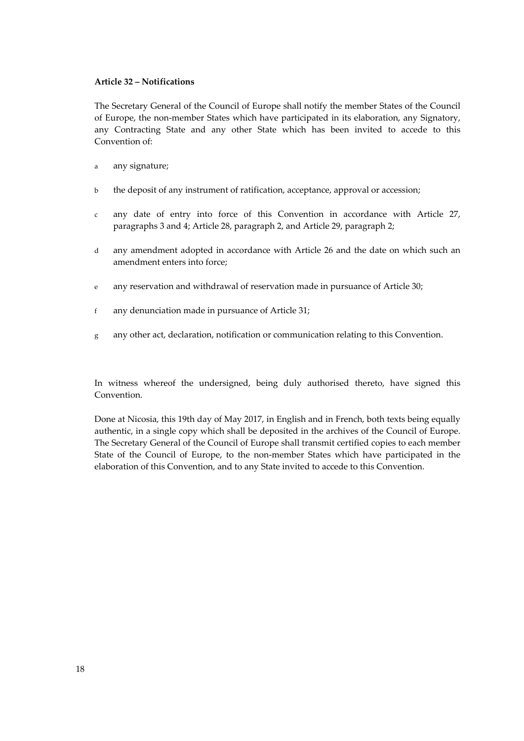**Article 32 – Notifications**

The Secretary General of the Council of Europe shall notify the member States of the Council of Europe, the non-member States which have participated in its elaboration, any Signatory, any Contracting State and any other State which has been invited to accede to this Convention of:

a any signature;

b the deposit of any instrument of ratification, acceptance, approval or accession;

c any date of entry into force of this Convention in accordance with Article 27, paragraphs 3 and 4; Article 28, paragraph 2, and Article 29, paragraph 2;

d any amendment adopted in accordance with Article 26 and the date on which such an amendment enters into force;

e any reservation and withdrawal of reservation made in pursuance of Article 30;

f any denunciation made in pursuance of Article 31;

g any other act, declaration, notification or communication relating to this Convention.

In witness whereof the undersigned, being duly authorised thereto, have signed this Convention.

Done at Nicosia, this 19th day of May 2017, in English and in French, both texts being equally authentic, in a single copy which shall be deposited in the archives of the Council of Europe. The Secretary General of the Council of Europe shall transmit certified copies to each member State of the Council of Europe, to the non-member States which have participated in the elaboration of this Convention, and to any State invited to accede to this Convention.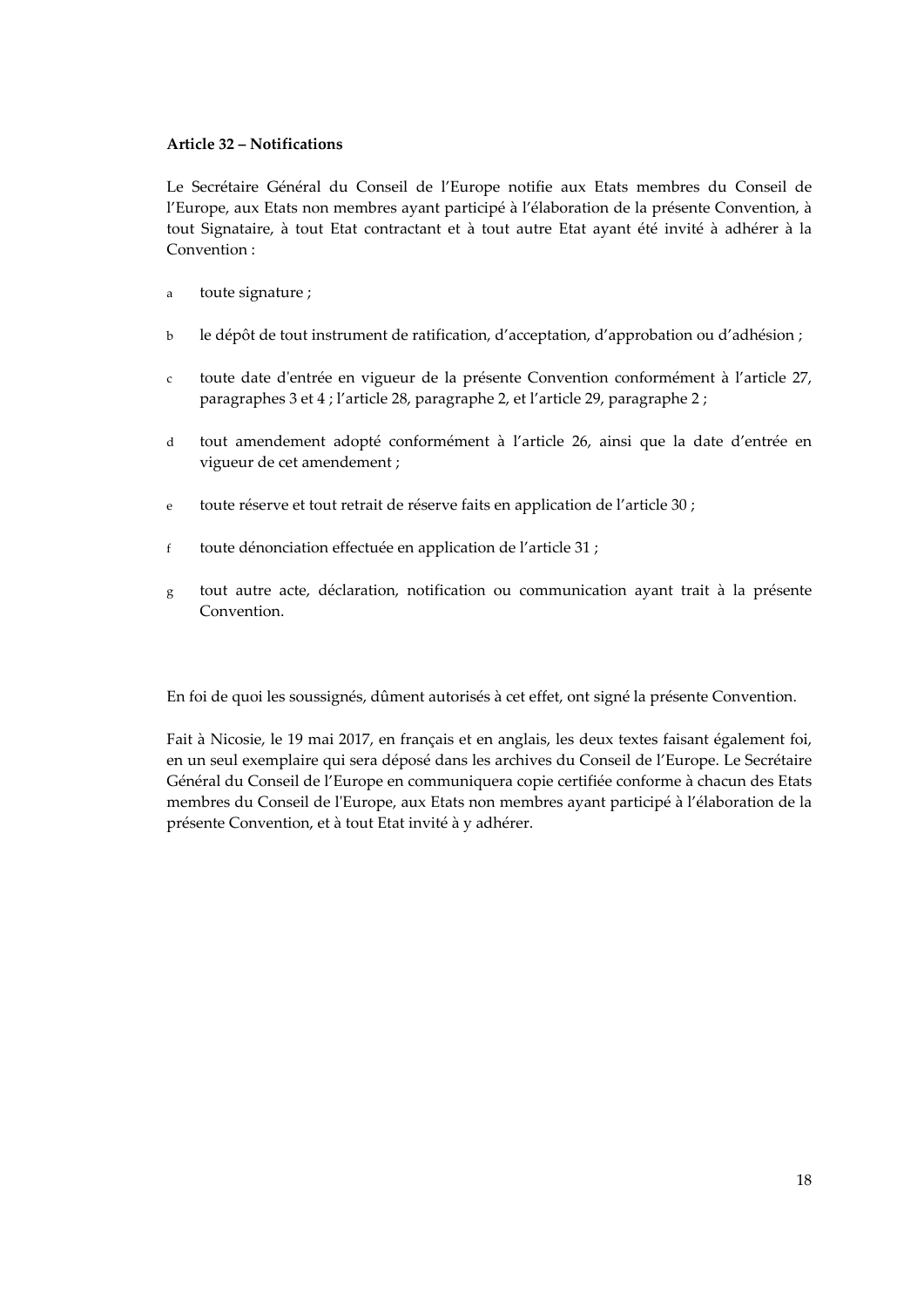**Article 32 – Notifications**

Le Secrétaire Général du Conseil de l’Europe notifie aux Etats membres du Conseil de l’Europe, aux Etats non membres ayant participé à l’élaboration de la présente Convention, à tout Signataire, à tout Etat contractant et à tout autre Etat ayant été invité à adhérer à la Convention :

a toute signature ;

b le dépôt de tout instrument de ratification, d’acceptation, d’approbation ou d’adhésion ;

c toute date d'entrée en vigueur de la présente Convention conformément à l’article 27, paragraphes 3 et 4 ; l’article 28, paragraphe 2, et l’article 29, paragraphe 2 ;

d tout amendement adopté conformément à l’article 26, ainsi que la date d’entrée en vigueur de cet amendement ;

e toute réserve et tout retrait de réserve faits en application de l’article 30 ;

f toute dénonciation effectuée en application de l’article 31 ;

g tout autre acte, déclaration, notification ou communication ayant trait à la présente Convention.

En foi de quoi les soussignés, dûment autorisés à cet effet, ont signé la présente Convention.

Fait à Nicosie, le 19 mai 2017, en français et en anglais, les deux textes faisant également foi, en un seul exemplaire qui sera déposé dans les archives du Conseil de l’Europe. Le Secrétaire Général du Conseil de l’Europe en communiquera copie certifiée conforme à chacun des Etats membres du Conseil de l'Europe, aux Etats non membres ayant participé à l’élaboration de la présente Convention, et à tout Etat invité à y adhérer.